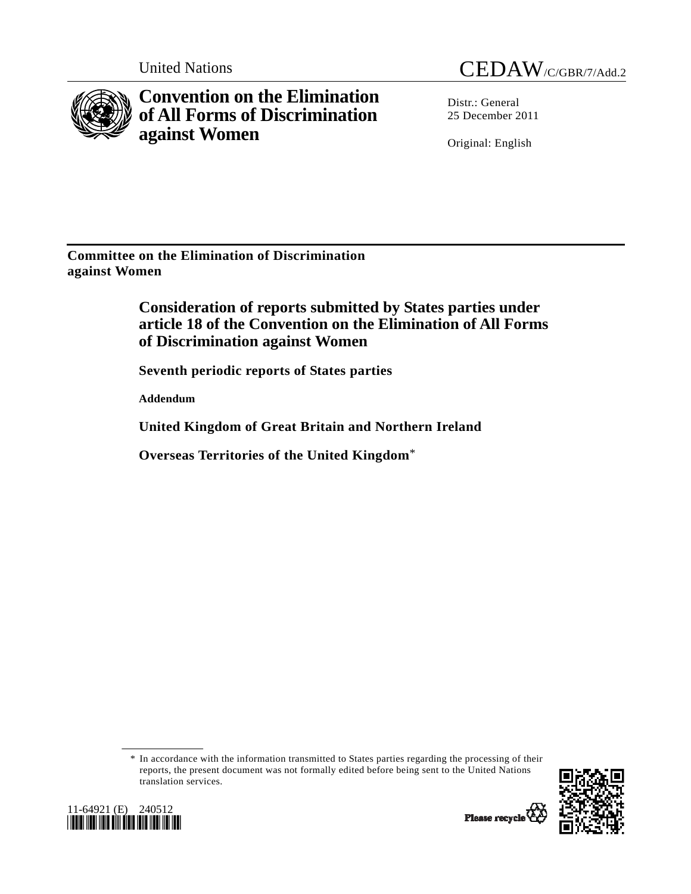United Nations CEDAW/C/GBR/7/Add.2

# Convention on the Elimination of All Forms of Discrimination against Women

Distr.: General
25 December 2011

Original: English

**Committee on the Elimination of Discrimination against Women**

## Consideration of reports submitted by States parties under article 18 of the Convention on the Elimination of All Forms of Discrimination against Women

### Seventh periodic reports of States parties

**Addendum**

### United Kingdom of Great Britain and Northern Ireland

### Overseas Territories of the United Kingdom*

\* In accordance with the information transmitted to States parties regarding the processing of their reports, the present document was not formally edited before being sent to the United Nations translation services.

11-64921 (E) 240512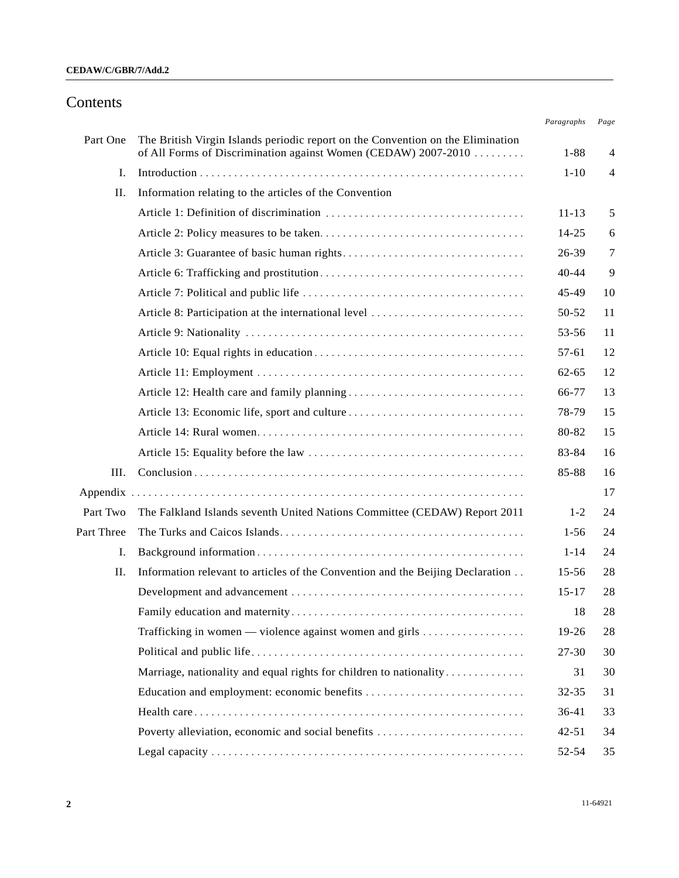# Contents

| | | *Paragraphs* | *Page* |
|---|---|---|---|
| Part One | The British Virgin Islands periodic report on the Convention on the Elimination of All Forms of Discrimination against Women (CEDAW) 2007-2010 | 1-88 | 4 |
| I. | Introduction | 1-10 | 4 |
| II. | Information relating to the articles of the Convention | | |
| | Article 1: Definition of discrimination | 11-13 | 5 |
| | Article 2: Policy measures to be taken | 14-25 | 6 |
| | Article 3: Guarantee of basic human rights | 26-39 | 7 |
| | Article 6: Trafficking and prostitution | 40-44 | 9 |
| | Article 7: Political and public life | 45-49 | 10 |
| | Article 8: Participation at the international level | 50-52 | 11 |
| | Article 9: Nationality | 53-56 | 11 |
| | Article 10: Equal rights in education | 57-61 | 12 |
| | Article 11: Employment | 62-65 | 12 |
| | Article 12: Health care and family planning | 66-77 | 13 |
| | Article 13: Economic life, sport and culture | 78-79 | 15 |
| | Article 14: Rural women | 80-82 | 15 |
| | Article 15: Equality before the law | 83-84 | 16 |
| III. | Conclusion | 85-88 | 16 |
| Appendix | | | 17 |
| Part Two | The Falkland Islands seventh United Nations Committee (CEDAW) Report 2011 | 1-2 | 24 |
| Part Three | The Turks and Caicos Islands | 1-56 | 24 |
| I. | Background information | 1-14 | 24 |
| II. | Information relevant to articles of the Convention and the Beijing Declaration | 15-56 | 28 |
| | Development and advancement | 15-17 | 28 |
| | Family education and maternity | 18 | 28 |
| | Trafficking in women — violence against women and girls | 19-26 | 28 |
| | Political and public life | 27-30 | 30 |
| | Marriage, nationality and equal rights for children to nationality | 31 | 30 |
| | Education and employment: economic benefits | 32-35 | 31 |
| | Health care | 36-41 | 33 |
| | Poverty alleviation, economic and social benefits | 42-51 | 34 |
| | Legal capacity | 52-54 | 35 |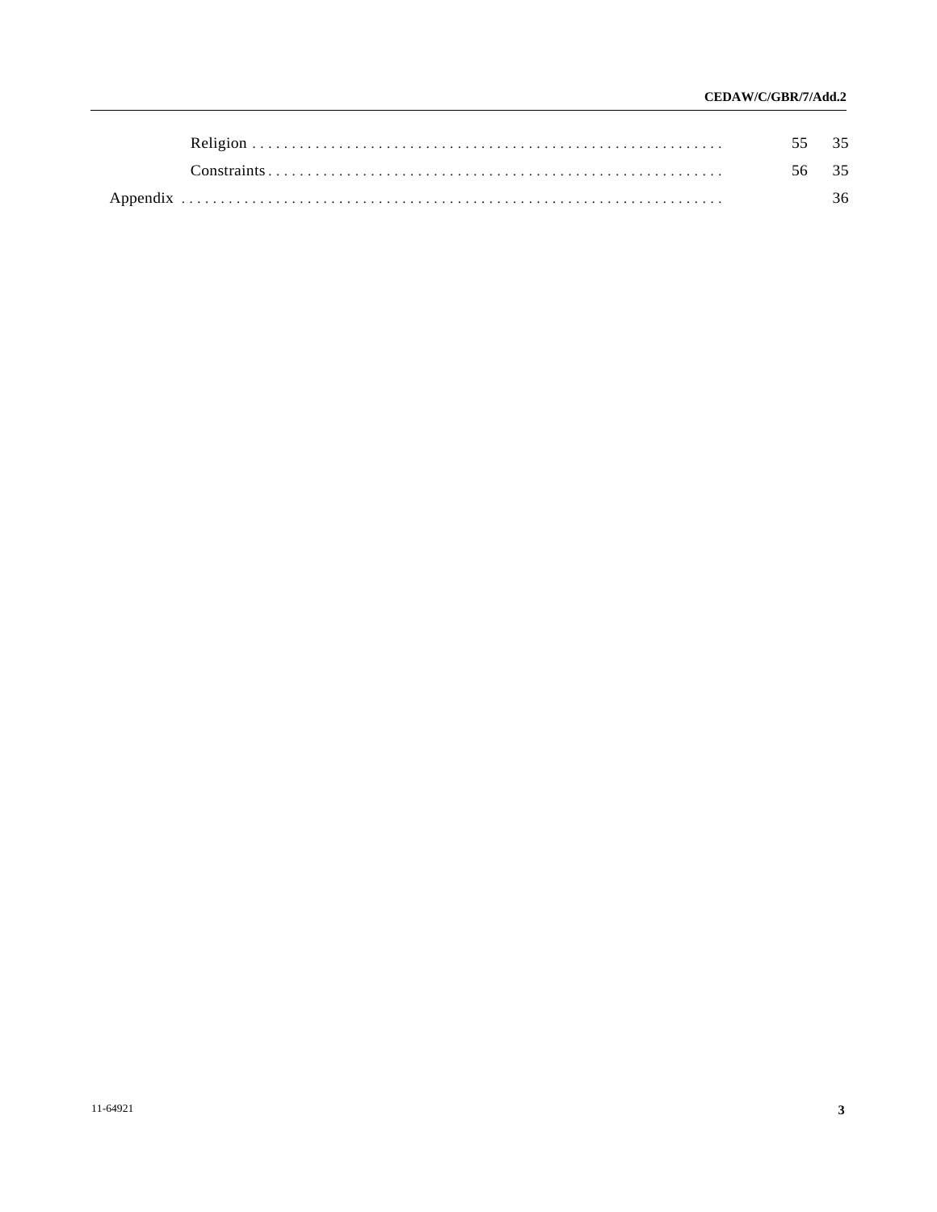| | Paragraphs | Page |
|---|---|---|
| Religion | 55 | 35 |
| Constraints | 56 | 35 |
| Appendix | | 36 |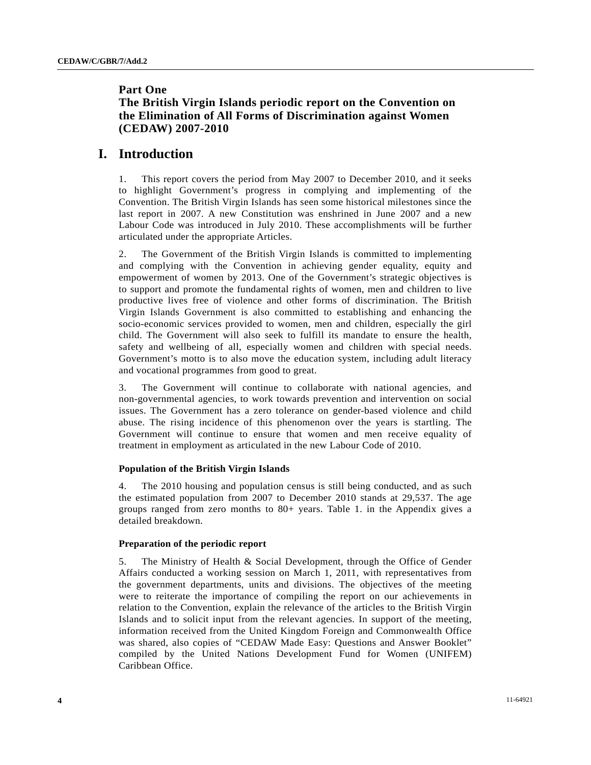# Part One
# The British Virgin Islands periodic report on the Convention on the Elimination of All Forms of Discrimination against Women (CEDAW) 2007-2010

## I. Introduction

1. This report covers the period from May 2007 to December 2010, and it seeks to highlight Government's progress in complying and implementing of the Convention. The British Virgin Islands has seen some historical milestones since the last report in 2007. A new Constitution was enshrined in June 2007 and a new Labour Code was introduced in July 2010. These accomplishments will be further articulated under the appropriate Articles.

2. The Government of the British Virgin Islands is committed to implementing and complying with the Convention in achieving gender equality, equity and empowerment of women by 2013. One of the Government's strategic objectives is to support and promote the fundamental rights of women, men and children to live productive lives free of violence and other forms of discrimination. The British Virgin Islands Government is also committed to establishing and enhancing the socio-economic services provided to women, men and children, especially the girl child. The Government will also seek to fulfill its mandate to ensure the health, safety and wellbeing of all, especially women and children with special needs. Government's motto is to also move the education system, including adult literacy and vocational programmes from good to great.

3. The Government will continue to collaborate with national agencies, and non-governmental agencies, to work towards prevention and intervention on social issues. The Government has a zero tolerance on gender-based violence and child abuse. The rising incidence of this phenomenon over the years is startling. The Government will continue to ensure that women and men receive equality of treatment in employment as articulated in the new Labour Code of 2010.

### Population of the British Virgin Islands

4. The 2010 housing and population census is still being conducted, and as such the estimated population from 2007 to December 2010 stands at 29,537. The age groups ranged from zero months to 80+ years. Table 1. in the Appendix gives a detailed breakdown.

### Preparation of the periodic report

5. The Ministry of Health & Social Development, through the Office of Gender Affairs conducted a working session on March 1, 2011, with representatives from the government departments, units and divisions. The objectives of the meeting were to reiterate the importance of compiling the report on our achievements in relation to the Convention, explain the relevance of the articles to the British Virgin Islands and to solicit input from the relevant agencies. In support of the meeting, information received from the United Kingdom Foreign and Commonwealth Office was shared, also copies of "CEDAW Made Easy: Questions and Answer Booklet" compiled by the United Nations Development Fund for Women (UNIFEM) Caribbean Office.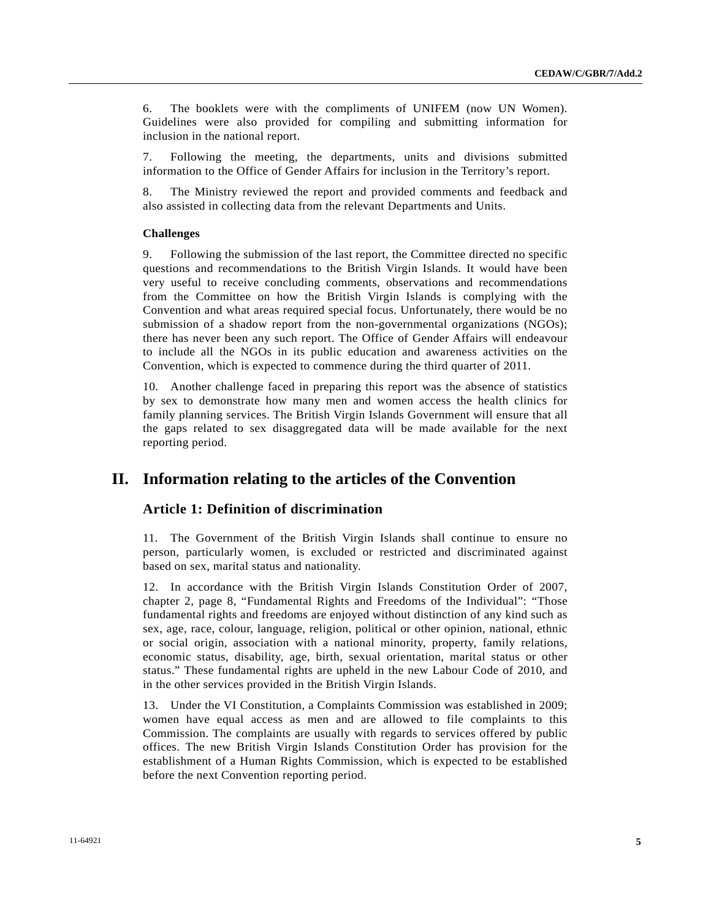6. The booklets were with the compliments of UNIFEM (now UN Women). Guidelines were also provided for compiling and submitting information for inclusion in the national report.

7. Following the meeting, the departments, units and divisions submitted information to the Office of Gender Affairs for inclusion in the Territory's report.

8. The Ministry reviewed the report and provided comments and feedback and also assisted in collecting data from the relevant Departments and Units.

**Challenges**

9. Following the submission of the last report, the Committee directed no specific questions and recommendations to the British Virgin Islands. It would have been very useful to receive concluding comments, observations and recommendations from the Committee on how the British Virgin Islands is complying with the Convention and what areas required special focus. Unfortunately, there would be no submission of a shadow report from the non-governmental organizations (NGOs); there has never been any such report. The Office of Gender Affairs will endeavour to include all the NGOs in its public education and awareness activities on the Convention, which is expected to commence during the third quarter of 2011.

10. Another challenge faced in preparing this report was the absence of statistics by sex to demonstrate how many men and women access the health clinics for family planning services. The British Virgin Islands Government will ensure that all the gaps related to sex disaggregated data will be made available for the next reporting period.

# II. Information relating to the articles of the Convention

## Article 1: Definition of discrimination

11. The Government of the British Virgin Islands shall continue to ensure no person, particularly women, is excluded or restricted and discriminated against based on sex, marital status and nationality.

12. In accordance with the British Virgin Islands Constitution Order of 2007, chapter 2, page 8, "Fundamental Rights and Freedoms of the Individual": "Those fundamental rights and freedoms are enjoyed without distinction of any kind such as sex, age, race, colour, language, religion, political or other opinion, national, ethnic or social origin, association with a national minority, property, family relations, economic status, disability, age, birth, sexual orientation, marital status or other status." These fundamental rights are upheld in the new Labour Code of 2010, and in the other services provided in the British Virgin Islands.

13. Under the VI Constitution, a Complaints Commission was established in 2009; women have equal access as men and are allowed to file complaints to this Commission. The complaints are usually with regards to services offered by public offices. The new British Virgin Islands Constitution Order has provision for the establishment of a Human Rights Commission, which is expected to be established before the next Convention reporting period.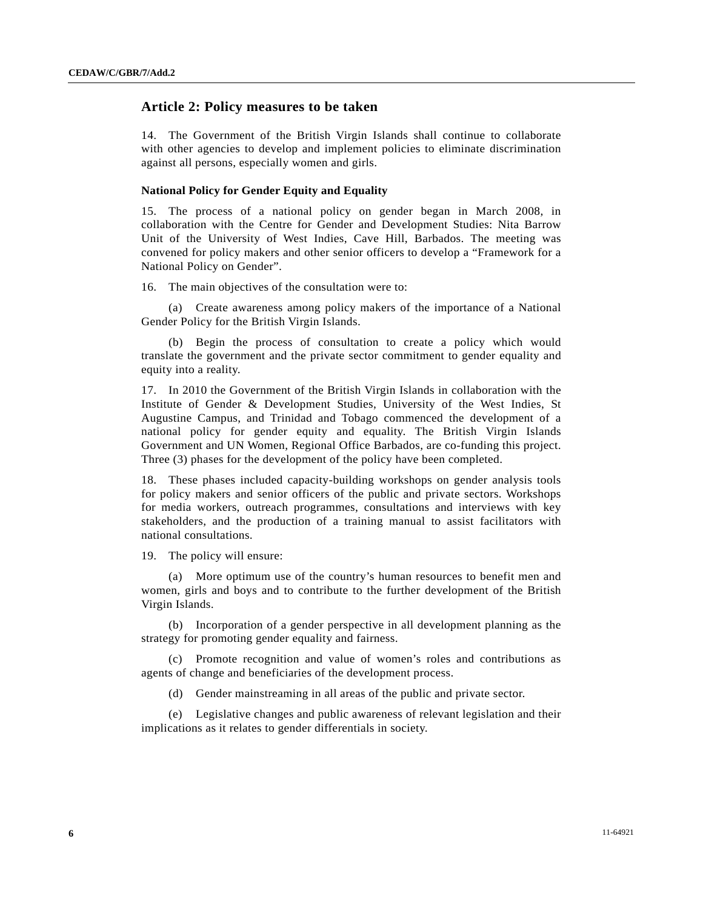## Article 2: Policy measures to be taken

14. The Government of the British Virgin Islands shall continue to collaborate with other agencies to develop and implement policies to eliminate discrimination against all persons, especially women and girls.

### National Policy for Gender Equity and Equality

15. The process of a national policy on gender began in March 2008, in collaboration with the Centre for Gender and Development Studies: Nita Barrow Unit of the University of West Indies, Cave Hill, Barbados. The meeting was convened for policy makers and other senior officers to develop a "Framework for a National Policy on Gender".

16. The main objectives of the consultation were to:

(a) Create awareness among policy makers of the importance of a National Gender Policy for the British Virgin Islands.

(b) Begin the process of consultation to create a policy which would translate the government and the private sector commitment to gender equality and equity into a reality.

17. In 2010 the Government of the British Virgin Islands in collaboration with the Institute of Gender & Development Studies, University of the West Indies, St Augustine Campus, and Trinidad and Tobago commenced the development of a national policy for gender equity and equality. The British Virgin Islands Government and UN Women, Regional Office Barbados, are co-funding this project. Three (3) phases for the development of the policy have been completed.

18. These phases included capacity-building workshops on gender analysis tools for policy makers and senior officers of the public and private sectors. Workshops for media workers, outreach programmes, consultations and interviews with key stakeholders, and the production of a training manual to assist facilitators with national consultations.

19. The policy will ensure:

(a) More optimum use of the country's human resources to benefit men and women, girls and boys and to contribute to the further development of the British Virgin Islands.

(b) Incorporation of a gender perspective in all development planning as the strategy for promoting gender equality and fairness.

(c) Promote recognition and value of women's roles and contributions as agents of change and beneficiaries of the development process.

(d) Gender mainstreaming in all areas of the public and private sector.

(e) Legislative changes and public awareness of relevant legislation and their implications as it relates to gender differentials in society.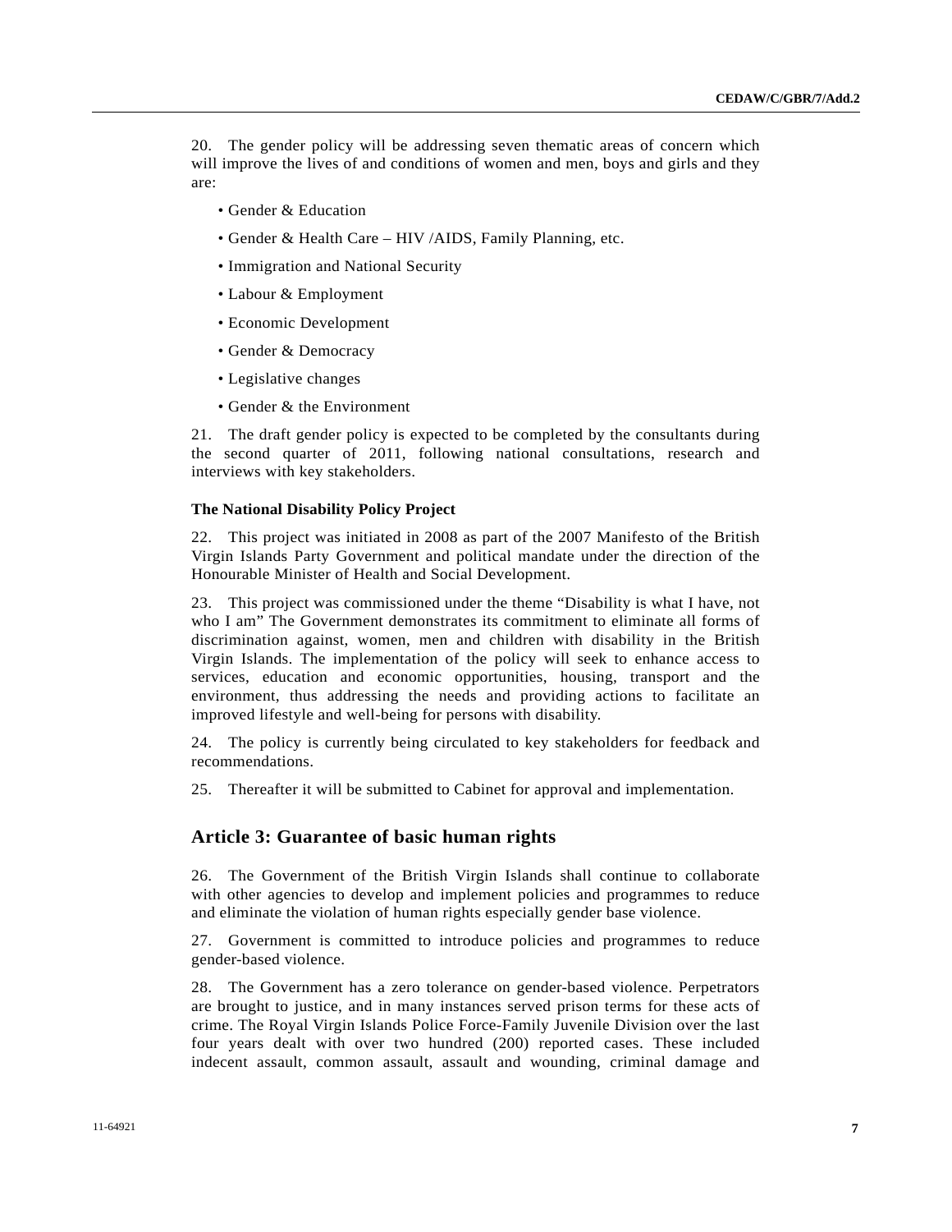20. The gender policy will be addressing seven thematic areas of concern which will improve the lives of and conditions of women and men, boys and girls and they are:

- Gender & Education
- Gender & Health Care – HIV /AIDS, Family Planning, etc.
- Immigration and National Security
- Labour & Employment
- Economic Development
- Gender & Democracy
- Legislative changes
- Gender & the Environment

21. The draft gender policy is expected to be completed by the consultants during the second quarter of 2011, following national consultations, research and interviews with key stakeholders.

**The National Disability Policy Project**

22. This project was initiated in 2008 as part of the 2007 Manifesto of the British Virgin Islands Party Government and political mandate under the direction of the Honourable Minister of Health and Social Development.

23. This project was commissioned under the theme "Disability is what I have, not who I am" The Government demonstrates its commitment to eliminate all forms of discrimination against, women, men and children with disability in the British Virgin Islands. The implementation of the policy will seek to enhance access to services, education and economic opportunities, housing, transport and the environment, thus addressing the needs and providing actions to facilitate an improved lifestyle and well-being for persons with disability.

24. The policy is currently being circulated to key stakeholders for feedback and recommendations.

25. Thereafter it will be submitted to Cabinet for approval and implementation.

## Article 3: Guarantee of basic human rights

26. The Government of the British Virgin Islands shall continue to collaborate with other agencies to develop and implement policies and programmes to reduce and eliminate the violation of human rights especially gender base violence.

27. Government is committed to introduce policies and programmes to reduce gender-based violence.

28. The Government has a zero tolerance on gender-based violence. Perpetrators are brought to justice, and in many instances served prison terms for these acts of crime. The Royal Virgin Islands Police Force-Family Juvenile Division over the last four years dealt with over two hundred (200) reported cases. These included indecent assault, common assault, assault and wounding, criminal damage and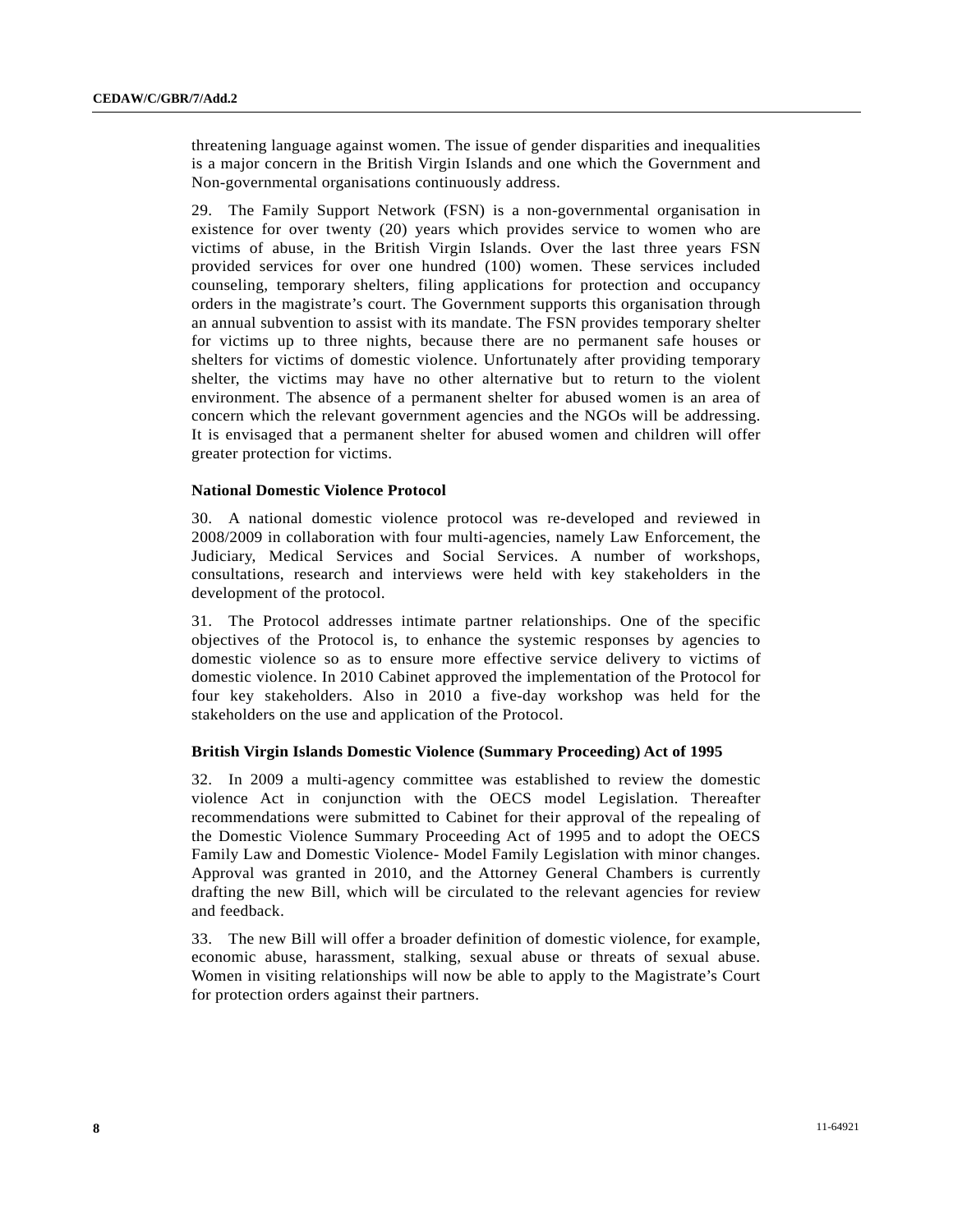threatening language against women. The issue of gender disparities and inequalities is a major concern in the British Virgin Islands and one which the Government and Non-governmental organisations continuously address.

29. The Family Support Network (FSN) is a non-governmental organisation in existence for over twenty (20) years which provides service to women who are victims of abuse, in the British Virgin Islands. Over the last three years FSN provided services for over one hundred (100) women. These services included counseling, temporary shelters, filing applications for protection and occupancy orders in the magistrate's court. The Government supports this organisation through an annual subvention to assist with its mandate. The FSN provides temporary shelter for victims up to three nights, because there are no permanent safe houses or shelters for victims of domestic violence. Unfortunately after providing temporary shelter, the victims may have no other alternative but to return to the violent environment. The absence of a permanent shelter for abused women is an area of concern which the relevant government agencies and the NGOs will be addressing. It is envisaged that a permanent shelter for abused women and children will offer greater protection for victims.

**National Domestic Violence Protocol**

30. A national domestic violence protocol was re-developed and reviewed in 2008/2009 in collaboration with four multi-agencies, namely Law Enforcement, the Judiciary, Medical Services and Social Services. A number of workshops, consultations, research and interviews were held with key stakeholders in the development of the protocol.

31. The Protocol addresses intimate partner relationships. One of the specific objectives of the Protocol is, to enhance the systemic responses by agencies to domestic violence so as to ensure more effective service delivery to victims of domestic violence. In 2010 Cabinet approved the implementation of the Protocol for four key stakeholders. Also in 2010 a five-day workshop was held for the stakeholders on the use and application of the Protocol.

**British Virgin Islands Domestic Violence (Summary Proceeding) Act of 1995**

32. In 2009 a multi-agency committee was established to review the domestic violence Act in conjunction with the OECS model Legislation. Thereafter recommendations were submitted to Cabinet for their approval of the repealing of the Domestic Violence Summary Proceeding Act of 1995 and to adopt the OECS Family Law and Domestic Violence- Model Family Legislation with minor changes. Approval was granted in 2010, and the Attorney General Chambers is currently drafting the new Bill, which will be circulated to the relevant agencies for review and feedback.

33. The new Bill will offer a broader definition of domestic violence, for example, economic abuse, harassment, stalking, sexual abuse or threats of sexual abuse. Women in visiting relationships will now be able to apply to the Magistrate's Court for protection orders against their partners.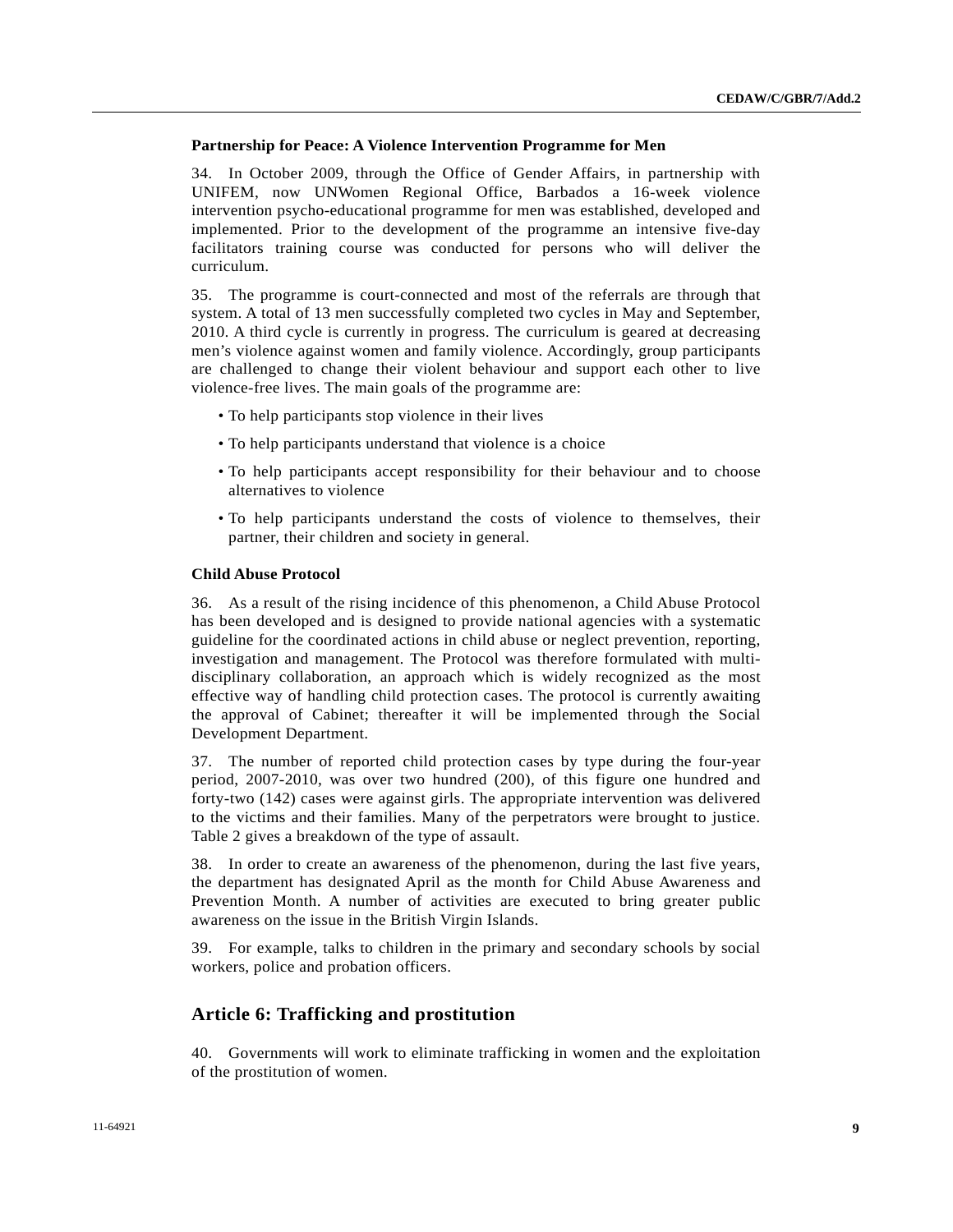**Partnership for Peace: A Violence Intervention Programme for Men**

34. In October 2009, through the Office of Gender Affairs, in partnership with UNIFEM, now UNWomen Regional Office, Barbados a 16-week violence intervention psycho-educational programme for men was established, developed and implemented. Prior to the development of the programme an intensive five-day facilitators training course was conducted for persons who will deliver the curriculum.

35. The programme is court-connected and most of the referrals are through that system. A total of 13 men successfully completed two cycles in May and September, 2010. A third cycle is currently in progress. The curriculum is geared at decreasing men's violence against women and family violence. Accordingly, group participants are challenged to change their violent behaviour and support each other to live violence-free lives. The main goals of the programme are:

- To help participants stop violence in their lives
- To help participants understand that violence is a choice
- To help participants accept responsibility for their behaviour and to choose alternatives to violence
- To help participants understand the costs of violence to themselves, their partner, their children and society in general.

**Child Abuse Protocol**

36. As a result of the rising incidence of this phenomenon, a Child Abuse Protocol has been developed and is designed to provide national agencies with a systematic guideline for the coordinated actions in child abuse or neglect prevention, reporting, investigation and management. The Protocol was therefore formulated with multi-disciplinary collaboration, an approach which is widely recognized as the most effective way of handling child protection cases. The protocol is currently awaiting the approval of Cabinet; thereafter it will be implemented through the Social Development Department.

37. The number of reported child protection cases by type during the four-year period, 2007-2010, was over two hundred (200), of this figure one hundred and forty-two (142) cases were against girls. The appropriate intervention was delivered to the victims and their families. Many of the perpetrators were brought to justice. Table 2 gives a breakdown of the type of assault.

38. In order to create an awareness of the phenomenon, during the last five years, the department has designated April as the month for Child Abuse Awareness and Prevention Month. A number of activities are executed to bring greater public awareness on the issue in the British Virgin Islands.

39. For example, talks to children in the primary and secondary schools by social workers, police and probation officers.

## Article 6: Trafficking and prostitution

40. Governments will work to eliminate trafficking in women and the exploitation of the prostitution of women.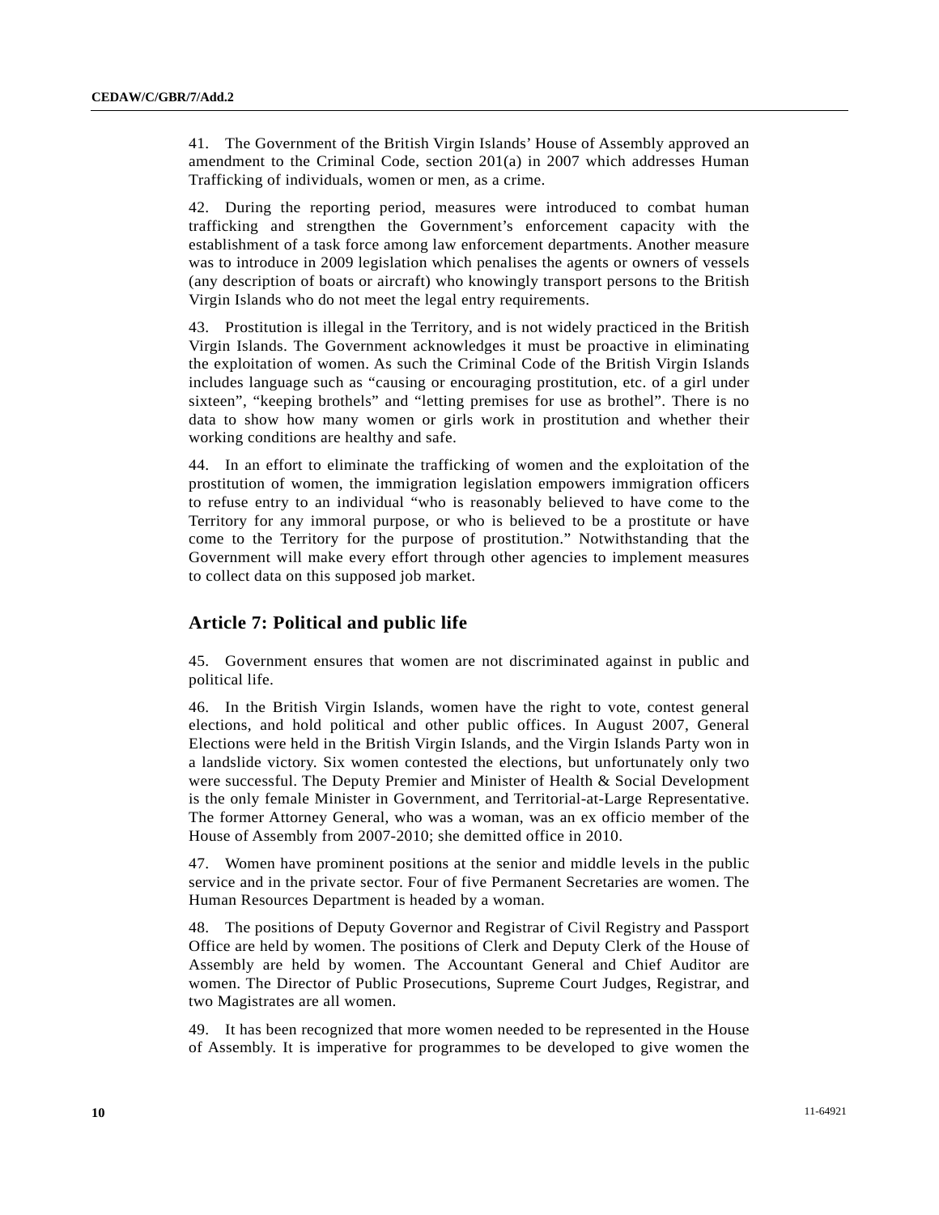41. The Government of the British Virgin Islands' House of Assembly approved an amendment to the Criminal Code, section 201(a) in 2007 which addresses Human Trafficking of individuals, women or men, as a crime.

42. During the reporting period, measures were introduced to combat human trafficking and strengthen the Government's enforcement capacity with the establishment of a task force among law enforcement departments. Another measure was to introduce in 2009 legislation which penalises the agents or owners of vessels (any description of boats or aircraft) who knowingly transport persons to the British Virgin Islands who do not meet the legal entry requirements.

43. Prostitution is illegal in the Territory, and is not widely practiced in the British Virgin Islands. The Government acknowledges it must be proactive in eliminating the exploitation of women. As such the Criminal Code of the British Virgin Islands includes language such as "causing or encouraging prostitution, etc. of a girl under sixteen", "keeping brothels" and "letting premises for use as brothel". There is no data to show how many women or girls work in prostitution and whether their working conditions are healthy and safe.

44. In an effort to eliminate the trafficking of women and the exploitation of the prostitution of women, the immigration legislation empowers immigration officers to refuse entry to an individual "who is reasonably believed to have come to the Territory for any immoral purpose, or who is believed to be a prostitute or have come to the Territory for the purpose of prostitution." Notwithstanding that the Government will make every effort through other agencies to implement measures to collect data on this supposed job market.

## Article 7: Political and public life

45. Government ensures that women are not discriminated against in public and political life.

46. In the British Virgin Islands, women have the right to vote, contest general elections, and hold political and other public offices. In August 2007, General Elections were held in the British Virgin Islands, and the Virgin Islands Party won in a landslide victory. Six women contested the elections, but unfortunately only two were successful. The Deputy Premier and Minister of Health & Social Development is the only female Minister in Government, and Territorial-at-Large Representative. The former Attorney General, who was a woman, was an ex officio member of the House of Assembly from 2007-2010; she demitted office in 2010.

47. Women have prominent positions at the senior and middle levels in the public service and in the private sector. Four of five Permanent Secretaries are women. The Human Resources Department is headed by a woman.

48. The positions of Deputy Governor and Registrar of Civil Registry and Passport Office are held by women. The positions of Clerk and Deputy Clerk of the House of Assembly are held by women. The Accountant General and Chief Auditor are women. The Director of Public Prosecutions, Supreme Court Judges, Registrar, and two Magistrates are all women.

49. It has been recognized that more women needed to be represented in the House of Assembly. It is imperative for programmes to be developed to give women the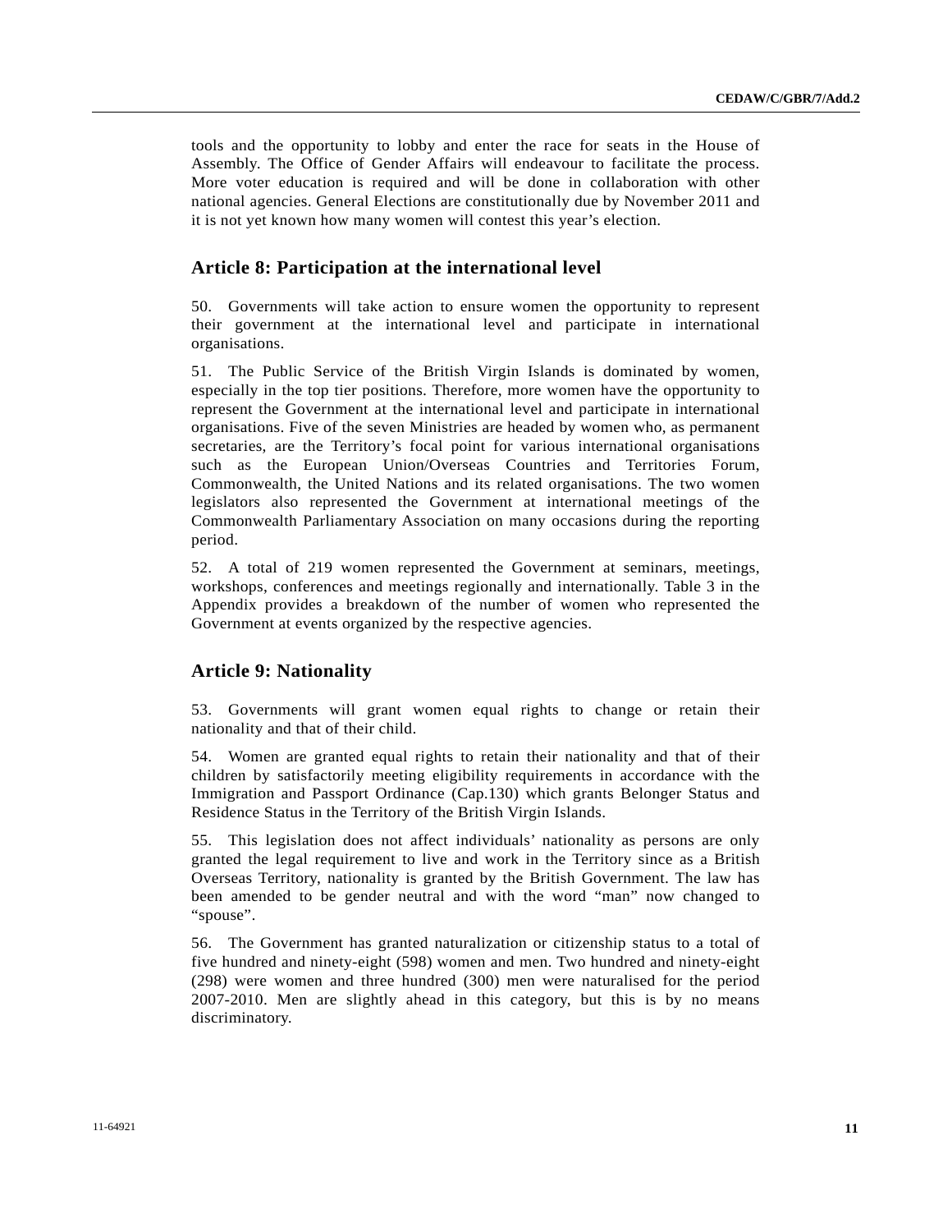tools and the opportunity to lobby and enter the race for seats in the House of Assembly. The Office of Gender Affairs will endeavour to facilitate the process. More voter education is required and will be done in collaboration with other national agencies. General Elections are constitutionally due by November 2011 and it is not yet known how many women will contest this year's election.

## Article 8: Participation at the international level

50. Governments will take action to ensure women the opportunity to represent their government at the international level and participate in international organisations.

51. The Public Service of the British Virgin Islands is dominated by women, especially in the top tier positions. Therefore, more women have the opportunity to represent the Government at the international level and participate in international organisations. Five of the seven Ministries are headed by women who, as permanent secretaries, are the Territory's focal point for various international organisations such as the European Union/Overseas Countries and Territories Forum, Commonwealth, the United Nations and its related organisations. The two women legislators also represented the Government at international meetings of the Commonwealth Parliamentary Association on many occasions during the reporting period.

52. A total of 219 women represented the Government at seminars, meetings, workshops, conferences and meetings regionally and internationally. Table 3 in the Appendix provides a breakdown of the number of women who represented the Government at events organized by the respective agencies.

## Article 9: Nationality

53. Governments will grant women equal rights to change or retain their nationality and that of their child.

54. Women are granted equal rights to retain their nationality and that of their children by satisfactorily meeting eligibility requirements in accordance with the Immigration and Passport Ordinance (Cap.130) which grants Belonger Status and Residence Status in the Territory of the British Virgin Islands.

55. This legislation does not affect individuals' nationality as persons are only granted the legal requirement to live and work in the Territory since as a British Overseas Territory, nationality is granted by the British Government. The law has been amended to be gender neutral and with the word "man" now changed to "spouse".

56. The Government has granted naturalization or citizenship status to a total of five hundred and ninety-eight (598) women and men. Two hundred and ninety-eight (298) were women and three hundred (300) men were naturalised for the period 2007-2010. Men are slightly ahead in this category, but this is by no means discriminatory.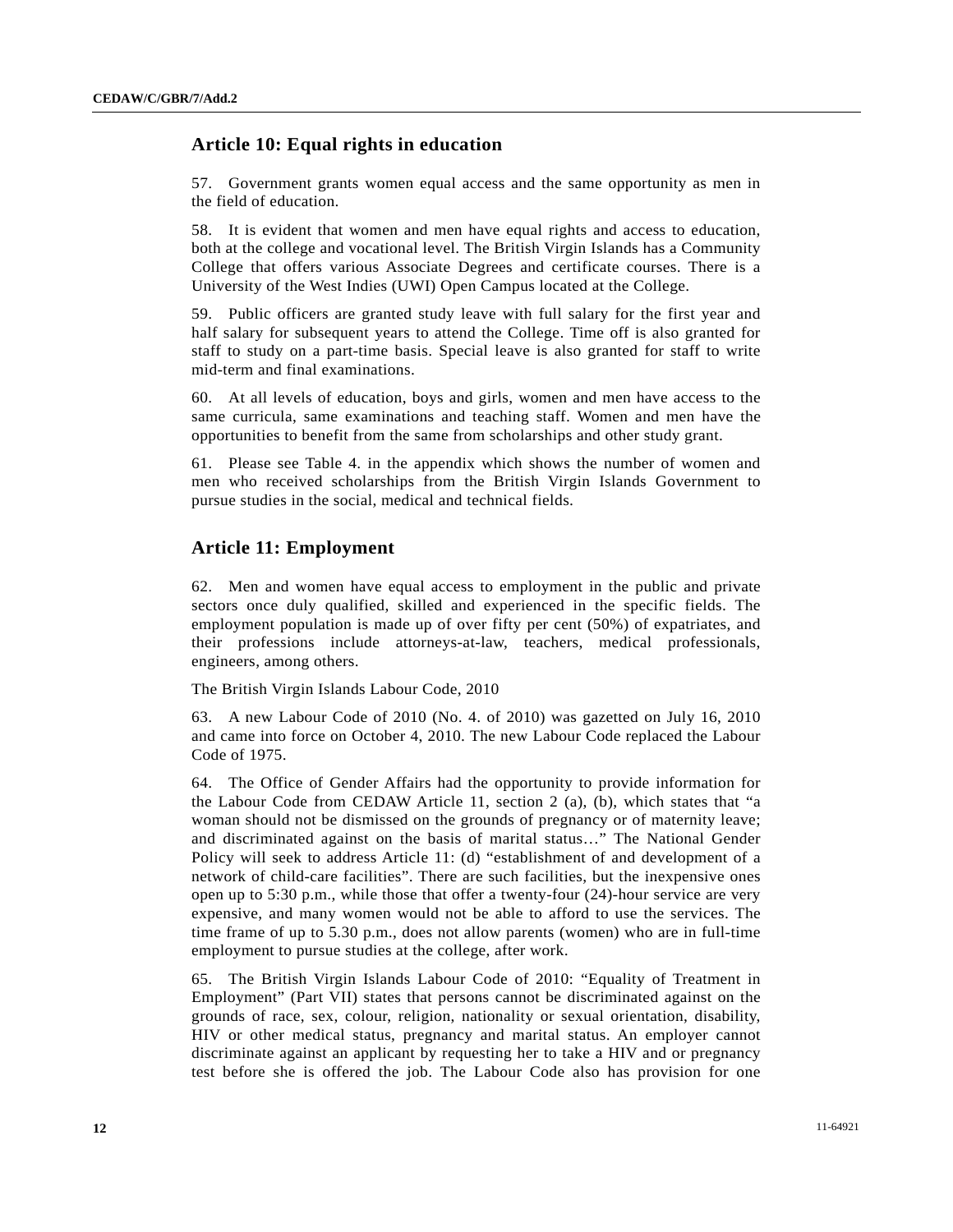## Article 10: Equal rights in education

57. Government grants women equal access and the same opportunity as men in the field of education.

58. It is evident that women and men have equal rights and access to education, both at the college and vocational level. The British Virgin Islands has a Community College that offers various Associate Degrees and certificate courses. There is a University of the West Indies (UWI) Open Campus located at the College.

59. Public officers are granted study leave with full salary for the first year and half salary for subsequent years to attend the College. Time off is also granted for staff to study on a part-time basis. Special leave is also granted for staff to write mid-term and final examinations.

60. At all levels of education, boys and girls, women and men have access to the same curricula, same examinations and teaching staff. Women and men have the opportunities to benefit from the same from scholarships and other study grant.

61. Please see Table 4. in the appendix which shows the number of women and men who received scholarships from the British Virgin Islands Government to pursue studies in the social, medical and technical fields.

## Article 11: Employment

62. Men and women have equal access to employment in the public and private sectors once duly qualified, skilled and experienced in the specific fields. The employment population is made up of over fifty per cent (50%) of expatriates, and their professions include attorneys-at-law, teachers, medical professionals, engineers, among others.

The British Virgin Islands Labour Code, 2010

63. A new Labour Code of 2010 (No. 4. of 2010) was gazetted on July 16, 2010 and came into force on October 4, 2010. The new Labour Code replaced the Labour Code of 1975.

64. The Office of Gender Affairs had the opportunity to provide information for the Labour Code from CEDAW Article 11, section 2 (a), (b), which states that "a woman should not be dismissed on the grounds of pregnancy or of maternity leave; and discriminated against on the basis of marital status…" The National Gender Policy will seek to address Article 11: (d) "establishment of and development of a network of child-care facilities". There are such facilities, but the inexpensive ones open up to 5:30 p.m., while those that offer a twenty-four (24)-hour service are very expensive, and many women would not be able to afford to use the services. The time frame of up to 5.30 p.m., does not allow parents (women) who are in full-time employment to pursue studies at the college, after work.

65. The British Virgin Islands Labour Code of 2010: "Equality of Treatment in Employment" (Part VII) states that persons cannot be discriminated against on the grounds of race, sex, colour, religion, nationality or sexual orientation, disability, HIV or other medical status, pregnancy and marital status. An employer cannot discriminate against an applicant by requesting her to take a HIV and or pregnancy test before she is offered the job. The Labour Code also has provision for one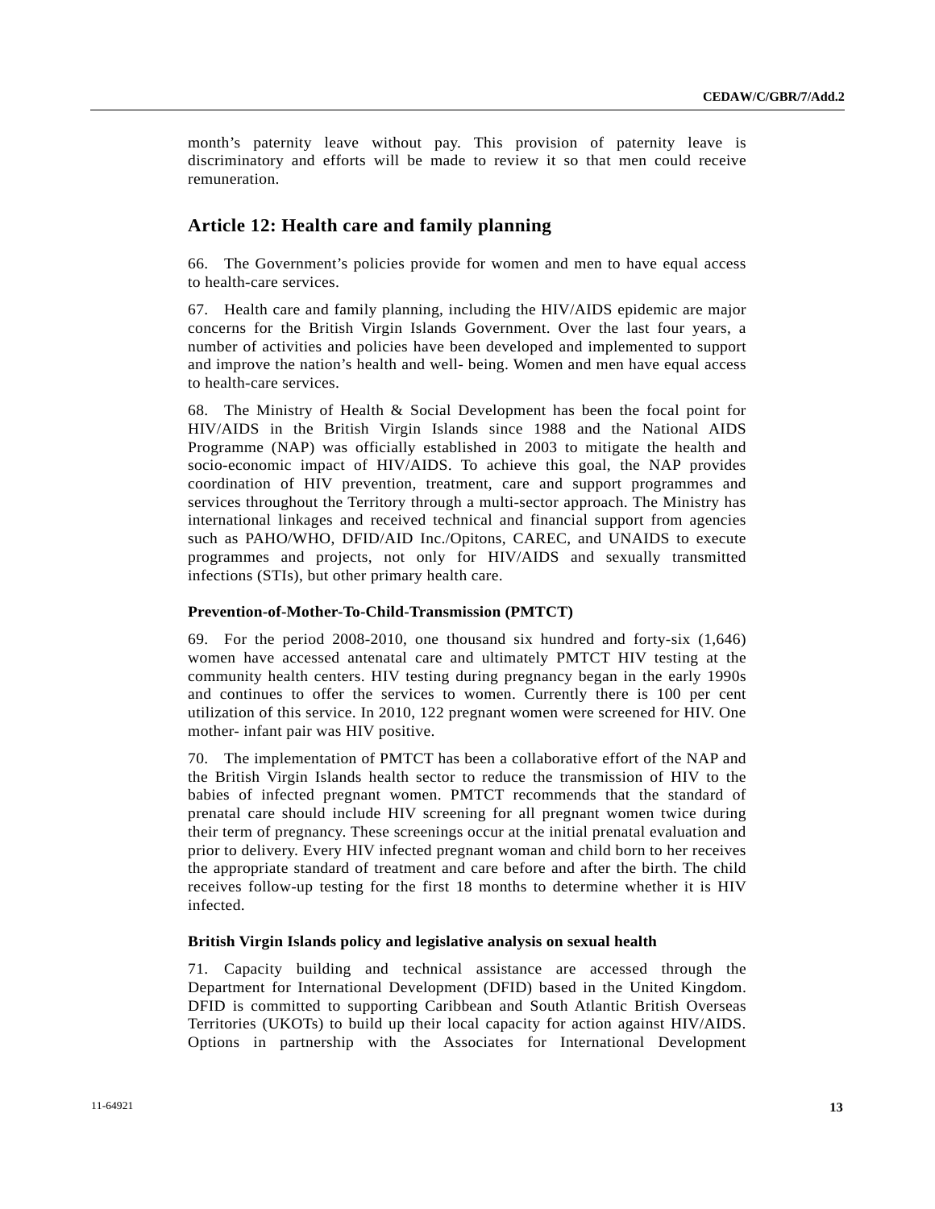month's paternity leave without pay. This provision of paternity leave is discriminatory and efforts will be made to review it so that men could receive remuneration.

## Article 12: Health care and family planning

66. The Government's policies provide for women and men to have equal access to health-care services.

67. Health care and family planning, including the HIV/AIDS epidemic are major concerns for the British Virgin Islands Government. Over the last four years, a number of activities and policies have been developed and implemented to support and improve the nation's health and well- being. Women and men have equal access to health-care services.

68. The Ministry of Health & Social Development has been the focal point for HIV/AIDS in the British Virgin Islands since 1988 and the National AIDS Programme (NAP) was officially established in 2003 to mitigate the health and socio-economic impact of HIV/AIDS. To achieve this goal, the NAP provides coordination of HIV prevention, treatment, care and support programmes and services throughout the Territory through a multi-sector approach. The Ministry has international linkages and received technical and financial support from agencies such as PAHO/WHO, DFID/AID Inc./Opitons, CAREC, and UNAIDS to execute programmes and projects, not only for HIV/AIDS and sexually transmitted infections (STIs), but other primary health care.

### Prevention-of-Mother-To-Child-Transmission (PMTCT)

69. For the period 2008-2010, one thousand six hundred and forty-six (1,646) women have accessed antenatal care and ultimately PMTCT HIV testing at the community health centers. HIV testing during pregnancy began in the early 1990s and continues to offer the services to women. Currently there is 100 per cent utilization of this service. In 2010, 122 pregnant women were screened for HIV. One mother- infant pair was HIV positive.

70. The implementation of PMTCT has been a collaborative effort of the NAP and the British Virgin Islands health sector to reduce the transmission of HIV to the babies of infected pregnant women. PMTCT recommends that the standard of prenatal care should include HIV screening for all pregnant women twice during their term of pregnancy. These screenings occur at the initial prenatal evaluation and prior to delivery. Every HIV infected pregnant woman and child born to her receives the appropriate standard of treatment and care before and after the birth. The child receives follow-up testing for the first 18 months to determine whether it is HIV infected.

### British Virgin Islands policy and legislative analysis on sexual health

71. Capacity building and technical assistance are accessed through the Department for International Development (DFID) based in the United Kingdom. DFID is committed to supporting Caribbean and South Atlantic British Overseas Territories (UKOTs) to build up their local capacity for action against HIV/AIDS. Options in partnership with the Associates for International Development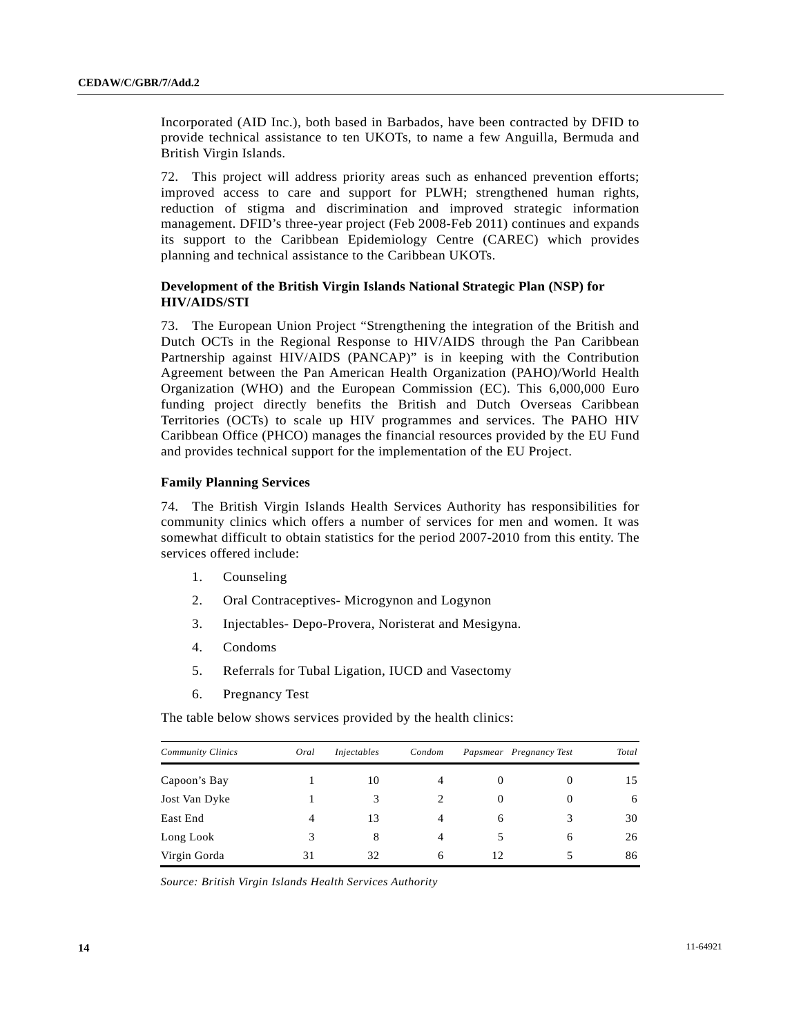Incorporated (AID Inc.), both based in Barbados, have been contracted by DFID to provide technical assistance to ten UKOTs, to name a few Anguilla, Bermuda and British Virgin Islands.

72. This project will address priority areas such as enhanced prevention efforts; improved access to care and support for PLWH; strengthened human rights, reduction of stigma and discrimination and improved strategic information management. DFID's three-year project (Feb 2008-Feb 2011) continues and expands its support to the Caribbean Epidemiology Centre (CAREC) which provides planning and technical assistance to the Caribbean UKOTs.

**Development of the British Virgin Islands National Strategic Plan (NSP) for HIV/AIDS/STI**

73. The European Union Project "Strengthening the integration of the British and Dutch OCTs in the Regional Response to HIV/AIDS through the Pan Caribbean Partnership against HIV/AIDS (PANCAP)" is in keeping with the Contribution Agreement between the Pan American Health Organization (PAHO)/World Health Organization (WHO) and the European Commission (EC). This 6,000,000 Euro funding project directly benefits the British and Dutch Overseas Caribbean Territories (OCTs) to scale up HIV programmes and services. The PAHO HIV Caribbean Office (PHCO) manages the financial resources provided by the EU Fund and provides technical support for the implementation of the EU Project.

**Family Planning Services**

74. The British Virgin Islands Health Services Authority has responsibilities for community clinics which offers a number of services for men and women. It was somewhat difficult to obtain statistics for the period 2007-2010 from this entity. The services offered include:

1. Counseling
2. Oral Contraceptives- Microgynon and Logynon
3. Injectables- Depo-Provera, Noristerat and Mesigyna.
4. Condoms
5. Referrals for Tubal Ligation, IUCD and Vasectomy
6. Pregnancy Test

The table below shows services provided by the health clinics:

| *Community Clinics* | *Oral* | *Injectables* | *Condom* | *Papsmear* | *Pregnancy Test* | *Total* |
|---|---|---|---|---|---|---|
| Capoon's Bay | 1 | 10 | 4 | 0 | 0 | 15 |
| Jost Van Dyke | 1 | 3 | 2 | 0 | 0 | 6 |
| East End | 4 | 13 | 4 | 6 | 3 | 30 |
| Long Look | 3 | 8 | 4 | 5 | 6 | 26 |
| Virgin Gorda | 31 | 32 | 6 | 12 | 5 | 86 |

*Source: British Virgin Islands Health Services Authority*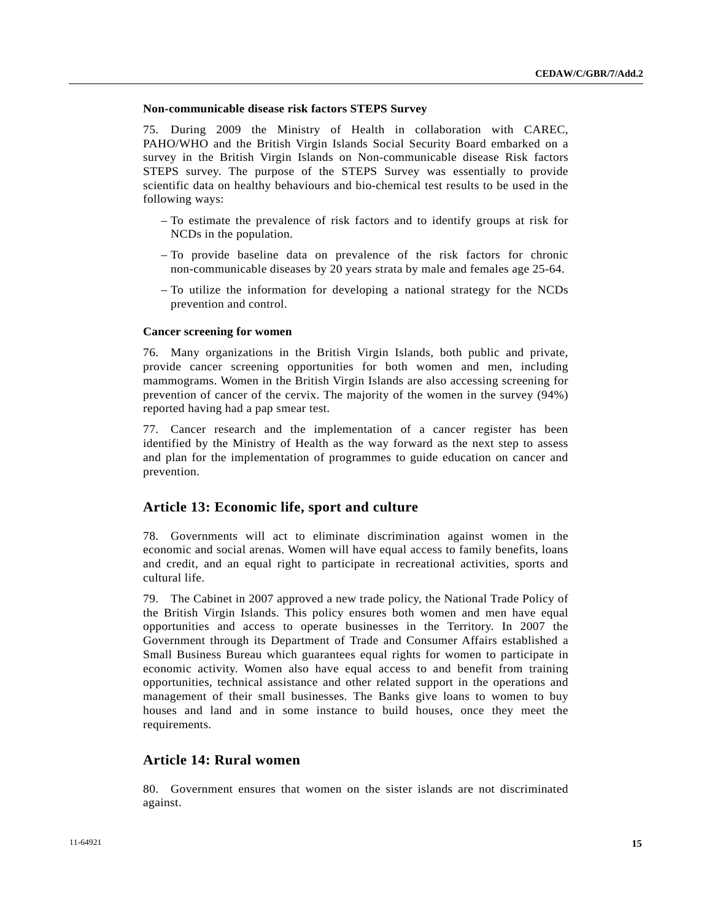### Non-communicable disease risk factors STEPS Survey

75. During 2009 the Ministry of Health in collaboration with CAREC, PAHO/WHO and the British Virgin Islands Social Security Board embarked on a survey in the British Virgin Islands on Non-communicable disease Risk factors STEPS survey. The purpose of the STEPS Survey was essentially to provide scientific data on healthy behaviours and bio-chemical test results to be used in the following ways:

– To estimate the prevalence of risk factors and to identify groups at risk for NCDs in the population.

– To provide baseline data on prevalence of the risk factors for chronic non-communicable diseases by 20 years strata by male and females age 25-64.

– To utilize the information for developing a national strategy for the NCDs prevention and control.

### Cancer screening for women

76. Many organizations in the British Virgin Islands, both public and private, provide cancer screening opportunities for both women and men, including mammograms. Women in the British Virgin Islands are also accessing screening for prevention of cancer of the cervix. The majority of the women in the survey (94%) reported having had a pap smear test.

77. Cancer research and the implementation of a cancer register has been identified by the Ministry of Health as the way forward as the next step to assess and plan for the implementation of programmes to guide education on cancer and prevention.

## Article 13: Economic life, sport and culture

78. Governments will act to eliminate discrimination against women in the economic and social arenas. Women will have equal access to family benefits, loans and credit, and an equal right to participate in recreational activities, sports and cultural life.

79. The Cabinet in 2007 approved a new trade policy, the National Trade Policy of the British Virgin Islands. This policy ensures both women and men have equal opportunities and access to operate businesses in the Territory. In 2007 the Government through its Department of Trade and Consumer Affairs established a Small Business Bureau which guarantees equal rights for women to participate in economic activity. Women also have equal access to and benefit from training opportunities, technical assistance and other related support in the operations and management of their small businesses. The Banks give loans to women to buy houses and land and in some instance to build houses, once they meet the requirements.

## Article 14: Rural women

80. Government ensures that women on the sister islands are not discriminated against.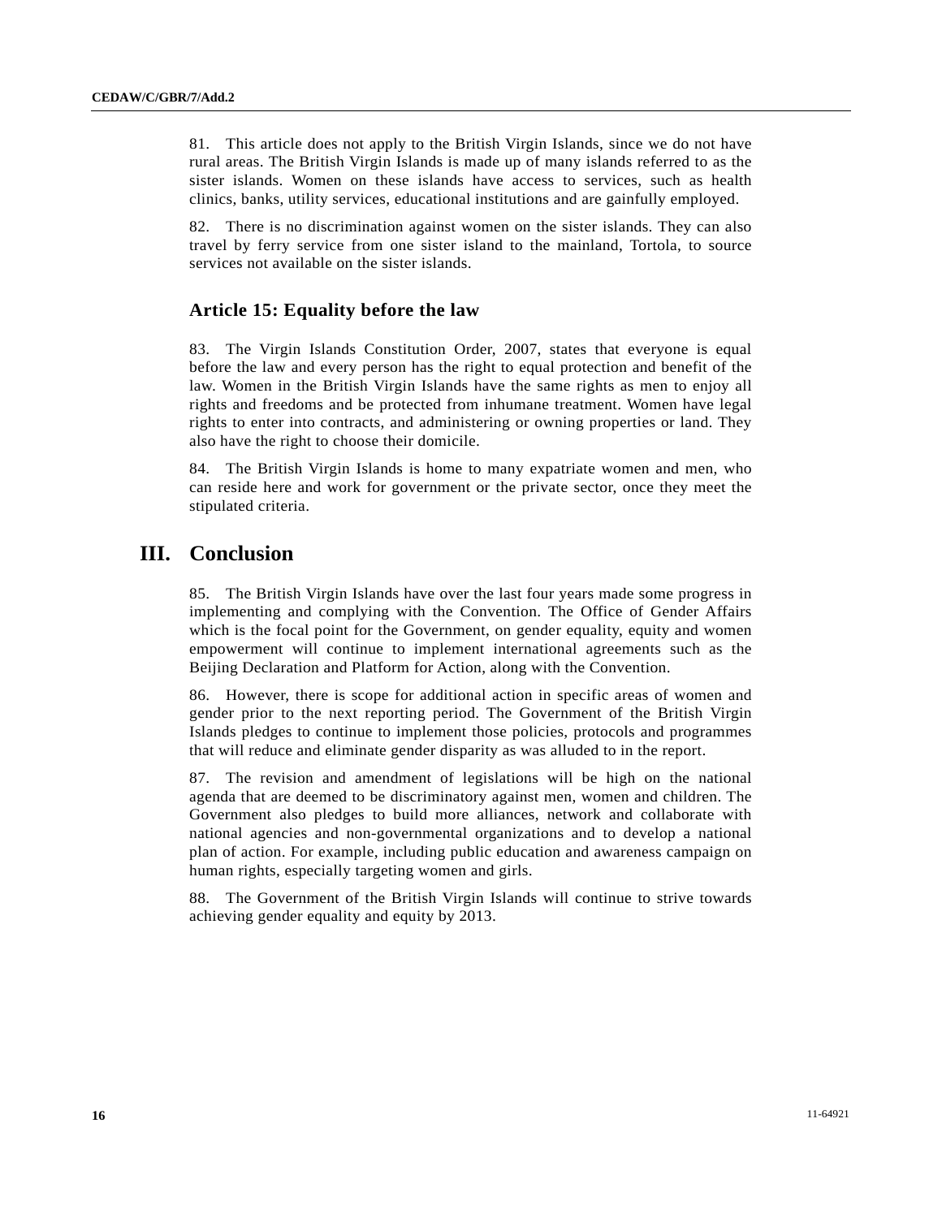81. This article does not apply to the British Virgin Islands, since we do not have rural areas. The British Virgin Islands is made up of many islands referred to as the sister islands. Women on these islands have access to services, such as health clinics, banks, utility services, educational institutions and are gainfully employed.

82. There is no discrimination against women on the sister islands. They can also travel by ferry service from one sister island to the mainland, Tortola, to source services not available on the sister islands.

### Article 15: Equality before the law

83. The Virgin Islands Constitution Order, 2007, states that everyone is equal before the law and every person has the right to equal protection and benefit of the law. Women in the British Virgin Islands have the same rights as men to enjoy all rights and freedoms and be protected from inhumane treatment. Women have legal rights to enter into contracts, and administering or owning properties or land. They also have the right to choose their domicile.

84. The British Virgin Islands is home to many expatriate women and men, who can reside here and work for government or the private sector, once they meet the stipulated criteria.

## III. Conclusion

85. The British Virgin Islands have over the last four years made some progress in implementing and complying with the Convention. The Office of Gender Affairs which is the focal point for the Government, on gender equality, equity and women empowerment will continue to implement international agreements such as the Beijing Declaration and Platform for Action, along with the Convention.

86. However, there is scope for additional action in specific areas of women and gender prior to the next reporting period. The Government of the British Virgin Islands pledges to continue to implement those policies, protocols and programmes that will reduce and eliminate gender disparity as was alluded to in the report.

87. The revision and amendment of legislations will be high on the national agenda that are deemed to be discriminatory against men, women and children. The Government also pledges to build more alliances, network and collaborate with national agencies and non-governmental organizations and to develop a national plan of action. For example, including public education and awareness campaign on human rights, especially targeting women and girls.

88. The Government of the British Virgin Islands will continue to strive towards achieving gender equality and equity by 2013.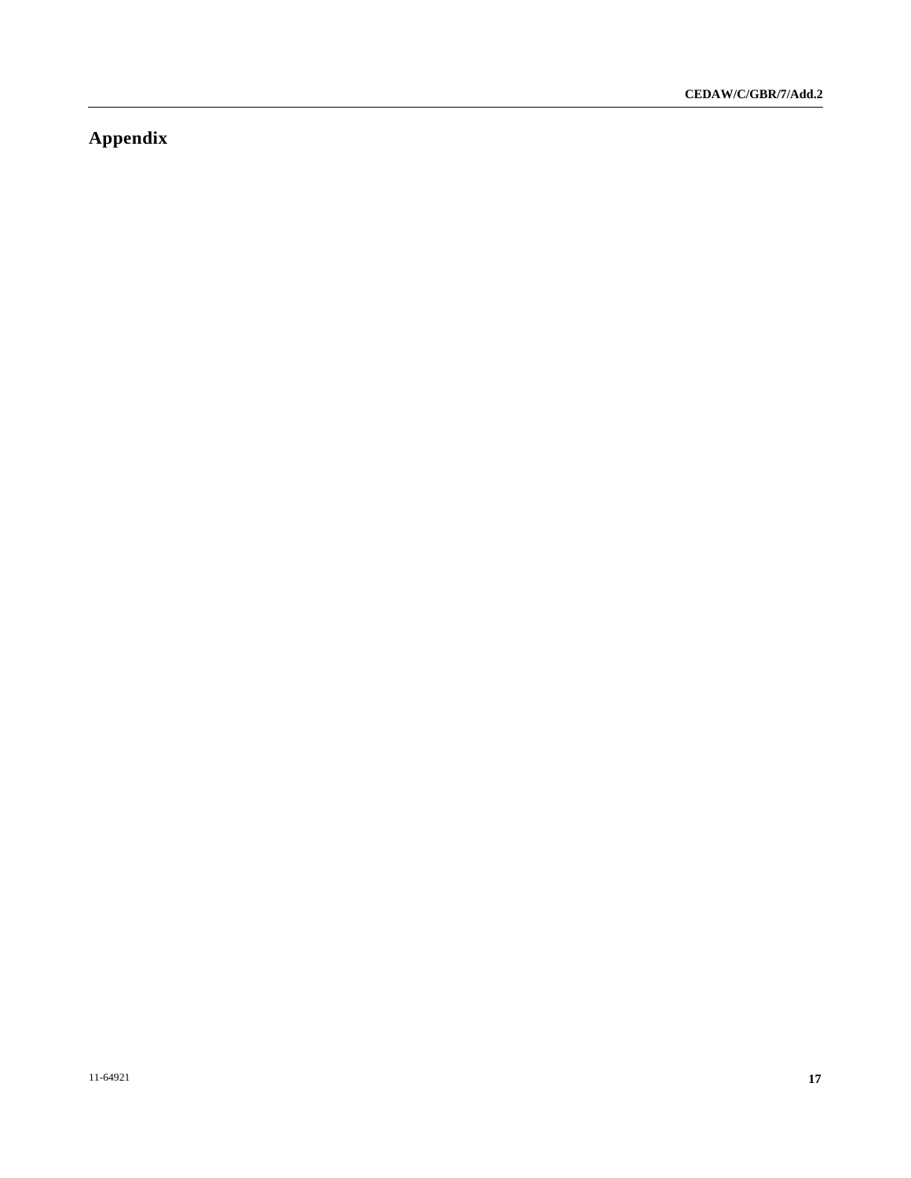# Appendix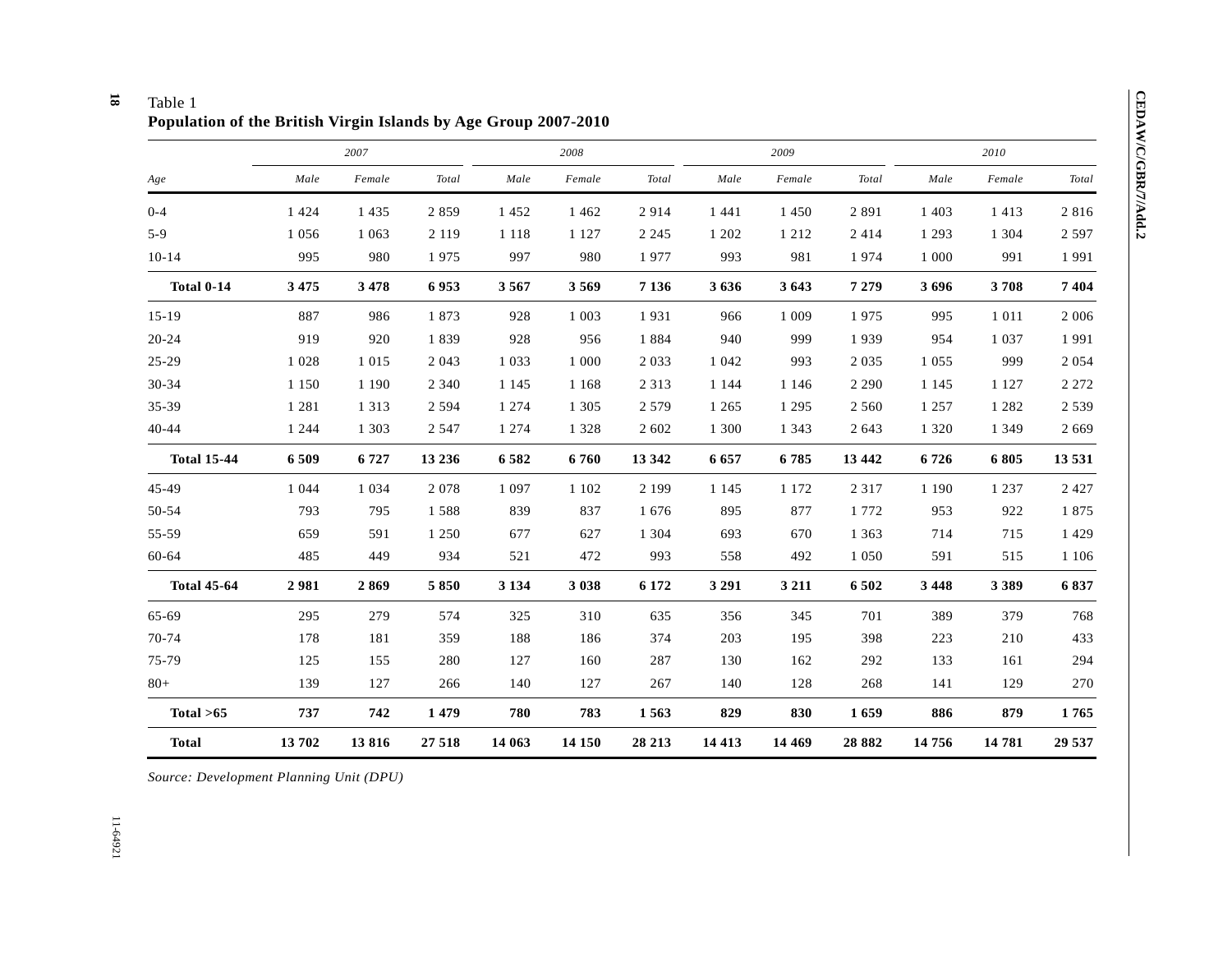Table 1

**Population of the British Virgin Islands by Age Group 2007-2010**

| | 2007 | | | 2008 | | | 2009 | | | 2010 | | |
|---|---|---|---|---|---|---|---|---|---|---|---|---|
| *Age* | *Male* | *Female* | *Total* | *Male* | *Female* | *Total* | *Male* | *Female* | *Total* | *Male* | *Female* | *Total* |
| 0-4 | 1 424 | 1 435 | 2 859 | 1 452 | 1 462 | 2 914 | 1 441 | 1 450 | 2 891 | 1 403 | 1 413 | 2 816 |
| 5-9 | 1 056 | 1 063 | 2 119 | 1 118 | 1 127 | 2 245 | 1 202 | 1 212 | 2 414 | 1 293 | 1 304 | 2 597 |
| 10-14 | 995 | 980 | 1 975 | 997 | 980 | 1 977 | 993 | 981 | 1 974 | 1 000 | 991 | 1 991 |
| **Total 0-14** | **3 475** | **3 478** | **6 953** | **3 567** | **3 569** | **7 136** | **3 636** | **3 643** | **7 279** | **3 696** | **3 708** | **7 404** |
| 15-19 | 887 | 986 | 1 873 | 928 | 1 003 | 1 931 | 966 | 1 009 | 1 975 | 995 | 1 011 | 2 006 |
| 20-24 | 919 | 920 | 1 839 | 928 | 956 | 1 884 | 940 | 999 | 1 939 | 954 | 1 037 | 1 991 |
| 25-29 | 1 028 | 1 015 | 2 043 | 1 033 | 1 000 | 2 033 | 1 042 | 993 | 2 035 | 1 055 | 999 | 2 054 |
| 30-34 | 1 150 | 1 190 | 2 340 | 1 145 | 1 168 | 2 313 | 1 144 | 1 146 | 2 290 | 1 145 | 1 127 | 2 272 |
| 35-39 | 1 281 | 1 313 | 2 594 | 1 274 | 1 305 | 2 579 | 1 265 | 1 295 | 2 560 | 1 257 | 1 282 | 2 539 |
| 40-44 | 1 244 | 1 303 | 2 547 | 1 274 | 1 328 | 2 602 | 1 300 | 1 343 | 2 643 | 1 320 | 1 349 | 2 669 |
| **Total 15-44** | **6 509** | **6 727** | **13 236** | **6 582** | **6 760** | **13 342** | **6 657** | **6 785** | **13 442** | **6 726** | **6 805** | **13 531** |
| 45-49 | 1 044 | 1 034 | 2 078 | 1 097 | 1 102 | 2 199 | 1 145 | 1 172 | 2 317 | 1 190 | 1 237 | 2 427 |
| 50-54 | 793 | 795 | 1 588 | 839 | 837 | 1 676 | 895 | 877 | 1 772 | 953 | 922 | 1 875 |
| 55-59 | 659 | 591 | 1 250 | 677 | 627 | 1 304 | 693 | 670 | 1 363 | 714 | 715 | 1 429 |
| 60-64 | 485 | 449 | 934 | 521 | 472 | 993 | 558 | 492 | 1 050 | 591 | 515 | 1 106 |
| **Total 45-64** | **2 981** | **2 869** | **5 850** | **3 134** | **3 038** | **6 172** | **3 291** | **3 211** | **6 502** | **3 448** | **3 389** | **6 837** |
| 65-69 | 295 | 279 | 574 | 325 | 310 | 635 | 356 | 345 | 701 | 389 | 379 | 768 |
| 70-74 | 178 | 181 | 359 | 188 | 186 | 374 | 203 | 195 | 398 | 223 | 210 | 433 |
| 75-79 | 125 | 155 | 280 | 127 | 160 | 287 | 130 | 162 | 292 | 133 | 161 | 294 |
| 80+ | 139 | 127 | 266 | 140 | 127 | 267 | 140 | 128 | 268 | 141 | 129 | 270 |
| **Total >65** | **737** | **742** | **1 479** | **780** | **783** | **1 563** | **829** | **830** | **1 659** | **886** | **879** | **1 765** |
| **Total** | **13 702** | **13 816** | **27 518** | **14 063** | **14 150** | **28 213** | **14 413** | **14 469** | **28 882** | **14 756** | **14 781** | **29 537** |

*Source: Development Planning Unit (DPU)*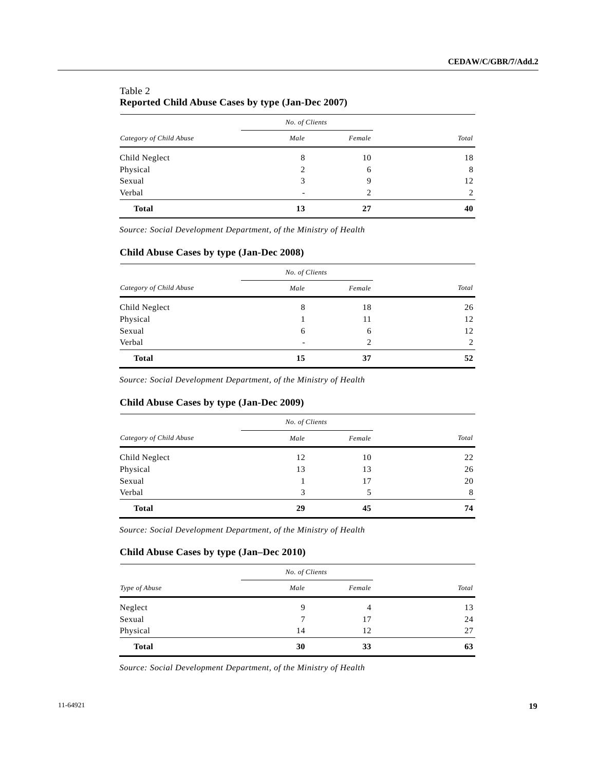Table 2
**Reported Child Abuse Cases by type (Jan-Dec 2007)**

| *Category of Child Abuse* | *No. of Clients* | | *Total* |
|---|---|---|---|
| | *Male* | *Female* | |
| Child Neglect | 8 | 10 | 18 |
| Physical | 2 | 6 | 8 |
| Sexual | 3 | 9 | 12 |
| Verbal | - | 2 | 2 |
| **Total** | **13** | **27** | **40** |

*Source: Social Development Department, of the Ministry of Health*

**Child Abuse Cases by type (Jan-Dec 2008)**

| *Category of Child Abuse* | *No. of Clients* | | *Total* |
|---|---|---|---|
| | *Male* | *Female* | |
| Child Neglect | 8 | 18 | 26 |
| Physical | 1 | 11 | 12 |
| Sexual | 6 | 6 | 12 |
| Verbal | - | 2 | 2 |
| **Total** | **15** | **37** | **52** |

*Source: Social Development Department, of the Ministry of Health*

**Child Abuse Cases by type (Jan-Dec 2009)**

| *Category of Child Abuse* | *No. of Clients* | | *Total* |
|---|---|---|---|
| | *Male* | *Female* | |
| Child Neglect | 12 | 10 | 22 |
| Physical | 13 | 13 | 26 |
| Sexual | 1 | 17 | 20 |
| Verbal | 3 | 5 | 8 |
| **Total** | **29** | **45** | **74** |

*Source: Social Development Department, of the Ministry of Health*

**Child Abuse Cases by type (Jan–Dec 2010)**

| *Type of Abuse* | *No. of Clients* | | *Total* |
|---|---|---|---|
| | *Male* | *Female* | |
| Neglect | 9 | 4 | 13 |
| Sexual | 7 | 17 | 24 |
| Physical | 14 | 12 | 27 |
| **Total** | **30** | **33** | **63** |

*Source: Social Development Department, of the Ministry of Health*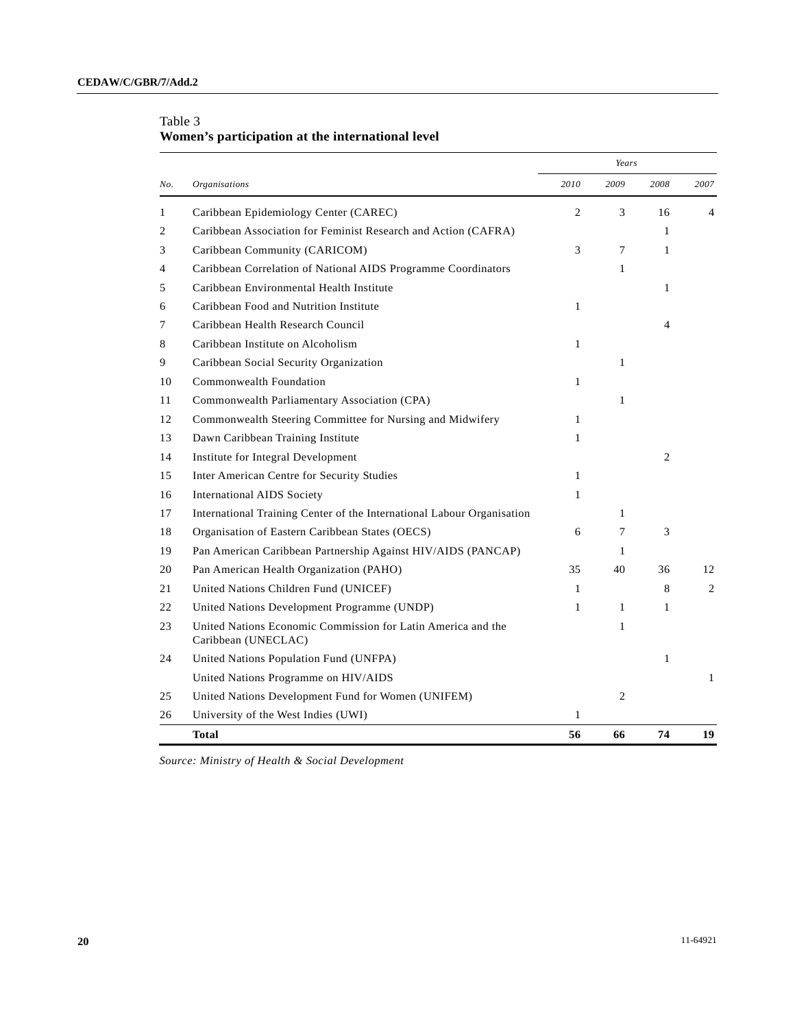Table 3
**Women's participation at the international level**

| *No.* | *Organisations* | *Years* | | | |
|---|---|---|---|---|---|
| | | *2010* | *2009* | *2008* | *2007* |
| 1 | Caribbean Epidemiology Center (CAREC) | 2 | 3 | 16 | 4 |
| 2 | Caribbean Association for Feminist Research and Action (CAFRA) | | | 1 | |
| 3 | Caribbean Community (CARICOM) | 3 | 7 | 1 | |
| 4 | Caribbean Correlation of National AIDS Programme Coordinators | | 1 | | |
| 5 | Caribbean Environmental Health Institute | | | 1 | |
| 6 | Caribbean Food and Nutrition Institute | 1 | | | |
| 7 | Caribbean Health Research Council | | | 4 | |
| 8 | Caribbean Institute on Alcoholism | 1 | | | |
| 9 | Caribbean Social Security Organization | | 1 | | |
| 10 | Commonwealth Foundation | 1 | | | |
| 11 | Commonwealth Parliamentary Association (CPA) | | 1 | | |
| 12 | Commonwealth Steering Committee for Nursing and Midwifery | 1 | | | |
| 13 | Dawn Caribbean Training Institute | 1 | | | |
| 14 | Institute for Integral Development | | | 2 | |
| 15 | Inter American Centre for Security Studies | 1 | | | |
| 16 | International AIDS Society | 1 | | | |
| 17 | International Training Center of the International Labour Organisation | | 1 | | |
| 18 | Organisation of Eastern Caribbean States (OECS) | 6 | 7 | 3 | |
| 19 | Pan American Caribbean Partnership Against HIV/AIDS (PANCAP) | | 1 | | |
| 20 | Pan American Health Organization (PAHO) | 35 | 40 | 36 | 12 |
| 21 | United Nations Children Fund (UNICEF) | 1 | | 8 | 2 |
| 22 | United Nations Development Programme (UNDP) | 1 | 1 | 1 | |
| 23 | United Nations Economic Commission for Latin America and the Caribbean (UNECLAC) | | 1 | | |
| 24 | United Nations Population Fund (UNFPA) | | | 1 | |
| | United Nations Programme on HIV/AIDS | | | | 1 |
| 25 | United Nations Development Fund for Women (UNIFEM) | | 2 | | |
| 26 | University of the West Indies (UWI) | 1 | | | |
| | **Total** | **56** | **66** | **74** | **19** |

*Source: Ministry of Health & Social Development*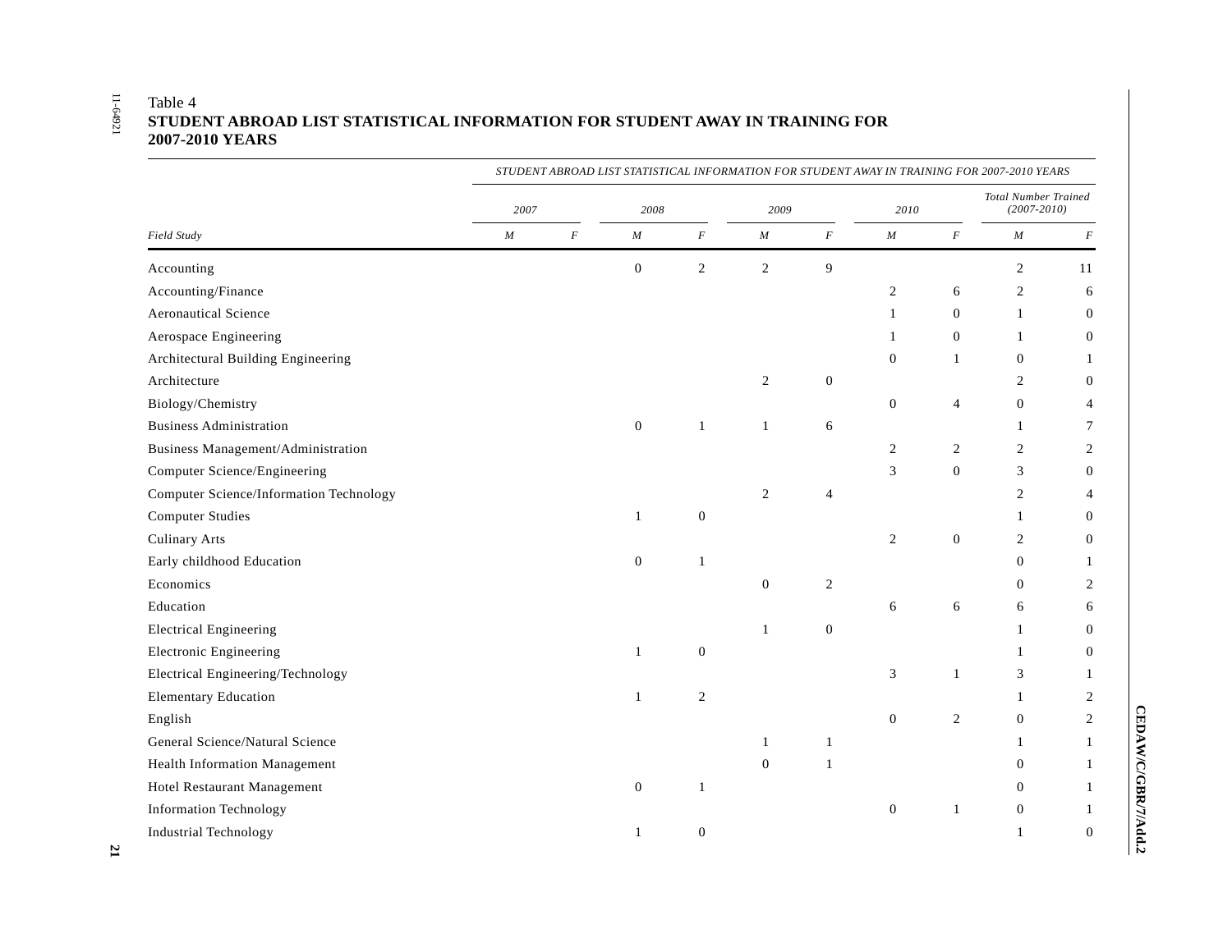Table 4

**STUDENT ABROAD LIST STATISTICAL INFORMATION FOR STUDENT AWAY IN TRAINING FOR 2007-2010 YEARS**

| | *STUDENT ABROAD LIST STATISTICAL INFORMATION FOR STUDENT AWAY IN TRAINING FOR 2007-2010 YEARS* | | | | | | | | | |
|---|---|---|---|---|---|---|---|---|---|---|
| | *2007* | | *2008* | | *2009* | | *2010* | | *Total Number Trained (2007-2010)* | |
| *Field Study* | *M* | *F* | *M* | *F* | *M* | *F* | *M* | *F* | *M* | *F* |
| Accounting | | | 0 | 2 | 2 | 9 | | | 2 | 11 |
| Accounting/Finance | | | | | | | 2 | 6 | 2 | 6 |
| Aeronautical Science | | | | | | | 1 | 0 | 1 | 0 |
| Aerospace Engineering | | | | | | | 1 | 0 | 1 | 0 |
| Architectural Building Engineering | | | | | | | 0 | 1 | 0 | 1 |
| Architecture | | | | | 2 | 0 | | | 2 | 0 |
| Biology/Chemistry | | | | | | | 0 | 4 | 0 | 4 |
| Business Administration | | | 0 | 1 | 1 | 6 | | | 1 | 7 |
| Business Management/Administration | | | | | | | 2 | 2 | 2 | 2 |
| Computer Science/Engineering | | | | | | | 3 | 0 | 3 | 0 |
| Computer Science/Information Technology | | | | | 2 | 4 | | | 2 | 4 |
| Computer Studies | | | 1 | 0 | | | | | 1 | 0 |
| Culinary Arts | | | | | | | 2 | 0 | 2 | 0 |
| Early childhood Education | | | 0 | 1 | | | | | 0 | 1 |
| Economics | | | | | 0 | 2 | | | 0 | 2 |
| Education | | | | | | | 6 | 6 | 6 | 6 |
| Electrical Engineering | | | | | 1 | 0 | | | 1 | 0 |
| Electronic Engineering | | | 1 | 0 | | | | | 1 | 0 |
| Electrical Engineering/Technology | | | | | | | 3 | 1 | 3 | 1 |
| Elementary Education | | | 1 | 2 | | | | | 1 | 2 |
| English | | | | | | | 0 | 2 | 0 | 2 |
| General Science/Natural Science | | | | | 1 | 1 | | | 1 | 1 |
| Health Information Management | | | | | 0 | 1 | | | 0 | 1 |
| Hotel Restaurant Management | | | 0 | 1 | | | | | 0 | 1 |
| Information Technology | | | | | | | 0 | 1 | 0 | 1 |
| Industrial Technology | | | 1 | 0 | | | | | 1 | 0 |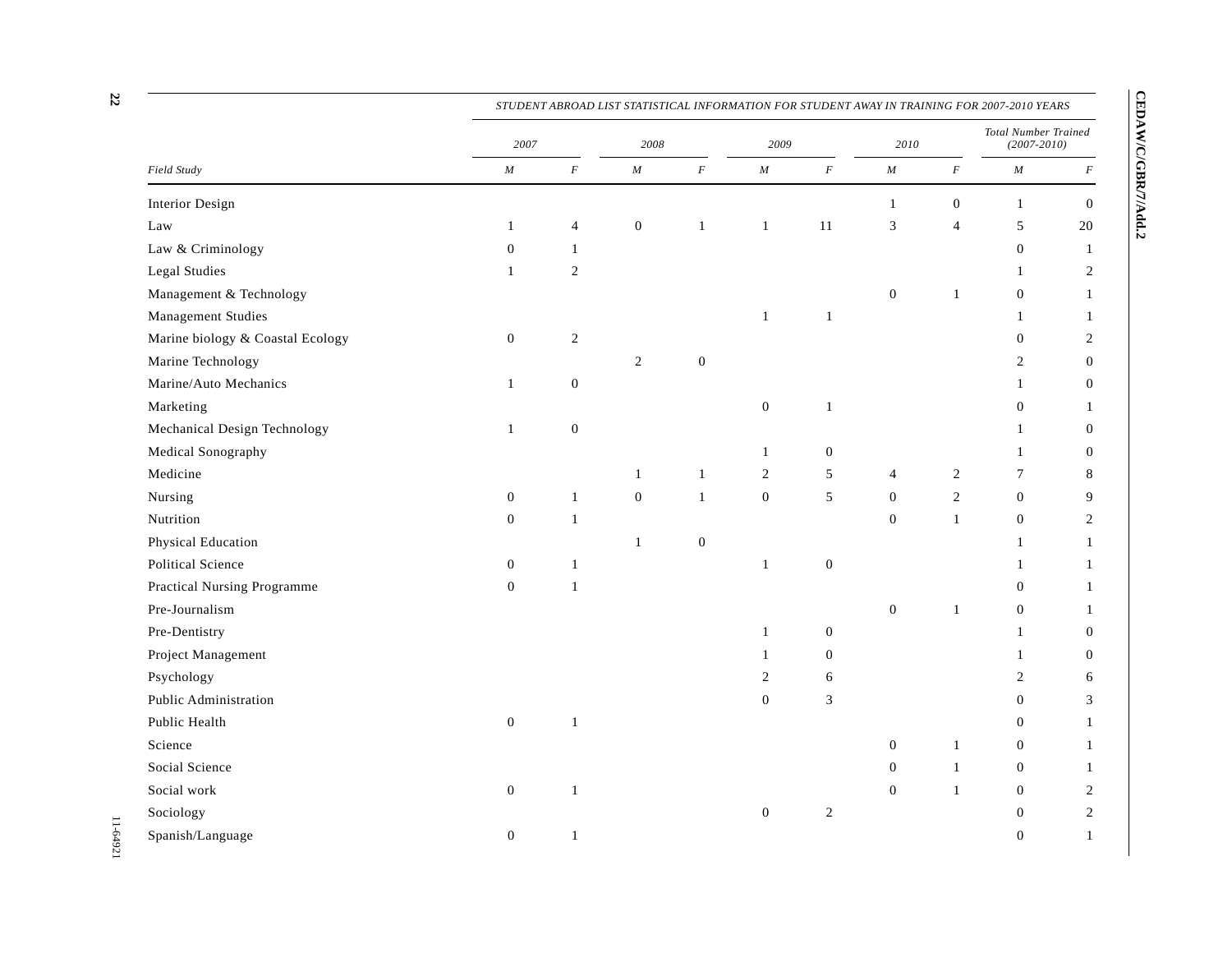| Field Study | 2007 | | 2008 | | 2009 | | 2010 | | Total Number Trained (2007-2010) | |
|---|---|---|---|---|---|---|---|---|---|---|
| | *M* | *F* | *M* | *F* | *M* | *F* | *M* | *F* | *M* | *F* |
| Interior Design | | | | | | | 1 | 0 | 1 | 0 |
| Law | 1 | 4 | 0 | 1 | 1 | 11 | 3 | 4 | 5 | 20 |
| Law & Criminology | 0 | 1 | | | | | | | 0 | 1 |
| Legal Studies | 1 | 2 | | | | | | | 1 | 2 |
| Management & Technology | | | | | | | 0 | 1 | 0 | 1 |
| Management Studies | | | | | 1 | 1 | | | 1 | 1 |
| Marine biology & Coastal Ecology | 0 | 2 | | | | | | | 0 | 2 |
| Marine Technology | | | 2 | 0 | | | | | 2 | 0 |
| Marine/Auto Mechanics | 1 | 0 | | | | | | | 1 | 0 |
| Marketing | | | | | 0 | 1 | | | 0 | 1 |
| Mechanical Design Technology | 1 | 0 | | | | | | | 1 | 0 |
| Medical Sonography | | | | | 1 | 0 | | | 1 | 0 |
| Medicine | | | 1 | 1 | 2 | 5 | 4 | 2 | 7 | 8 |
| Nursing | 0 | 1 | 0 | 1 | 0 | 5 | 0 | 2 | 0 | 9 |
| Nutrition | 0 | 1 | | | | | 0 | 1 | 0 | 2 |
| Physical Education | | | 1 | 0 | | | | | 1 | 1 |
| Political Science | 0 | 1 | | | 1 | 0 | | | 1 | 1 |
| Practical Nursing Programme | 0 | 1 | | | | | | | 0 | 1 |
| Pre-Journalism | | | | | | | 0 | 1 | 0 | 1 |
| Pre-Dentistry | | | | | 1 | 0 | | | 1 | 0 |
| Project Management | | | | | 1 | 0 | | | 1 | 0 |
| Psychology | | | | | 2 | 6 | | | 2 | 6 |
| Public Administration | | | | | 0 | 3 | | | 0 | 3 |
| Public Health | 0 | 1 | | | | | | | 0 | 1 |
| Science | | | | | | | 0 | 1 | 0 | 1 |
| Social Science | | | | | | | 0 | 1 | 0 | 1 |
| Social work | 0 | 1 | | | | | 0 | 1 | 0 | 2 |
| Sociology | | | | | 0 | 2 | | | 0 | 2 |
| Spanish/Language | 0 | 1 | | | | | | | 0 | 1 |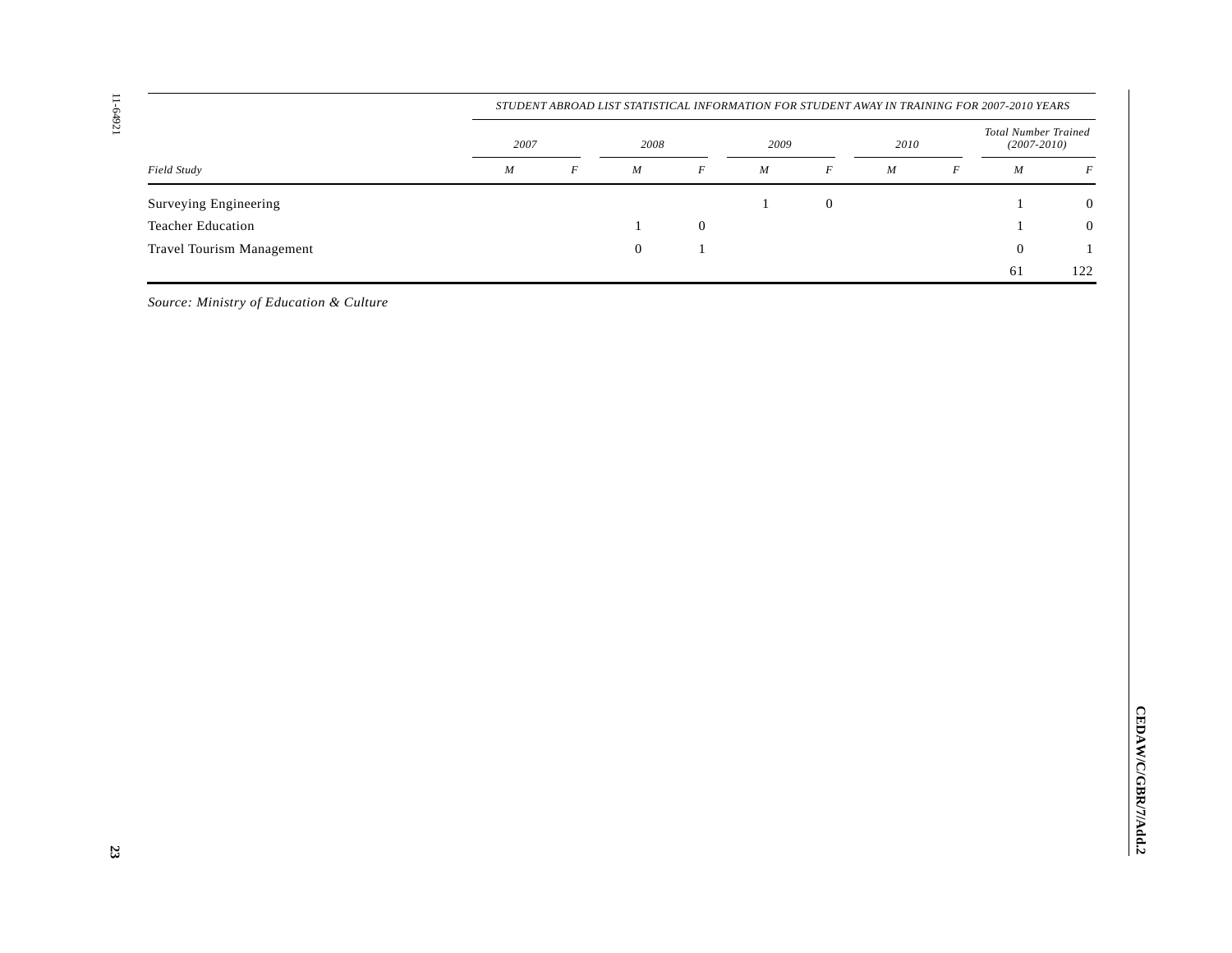| | STUDENT ABROAD LIST STATISTICAL INFORMATION FOR STUDENT AWAY IN TRAINING FOR 2007-2010 YEARS | | | | | | | | | |
|---|---|---|---|---|---|---|---|---|---|---|
| | 2007 | | 2008 | | 2009 | | 2010 | | Total Number Trained (2007-2010) | |
| Field Study | M | F | M | F | M | F | M | F | M | F |
| Surveying Engineering | | | | | 1 | 0 | | | 1 | 0 |
| Teacher Education | | | 1 | 0 | | | | | 1 | 0 |
| Travel Tourism Management | | | 0 | 1 | | | | | 0 | 1 |
| | | | | | | | | | 61 | 122 |

*Source: Ministry of Education & Culture*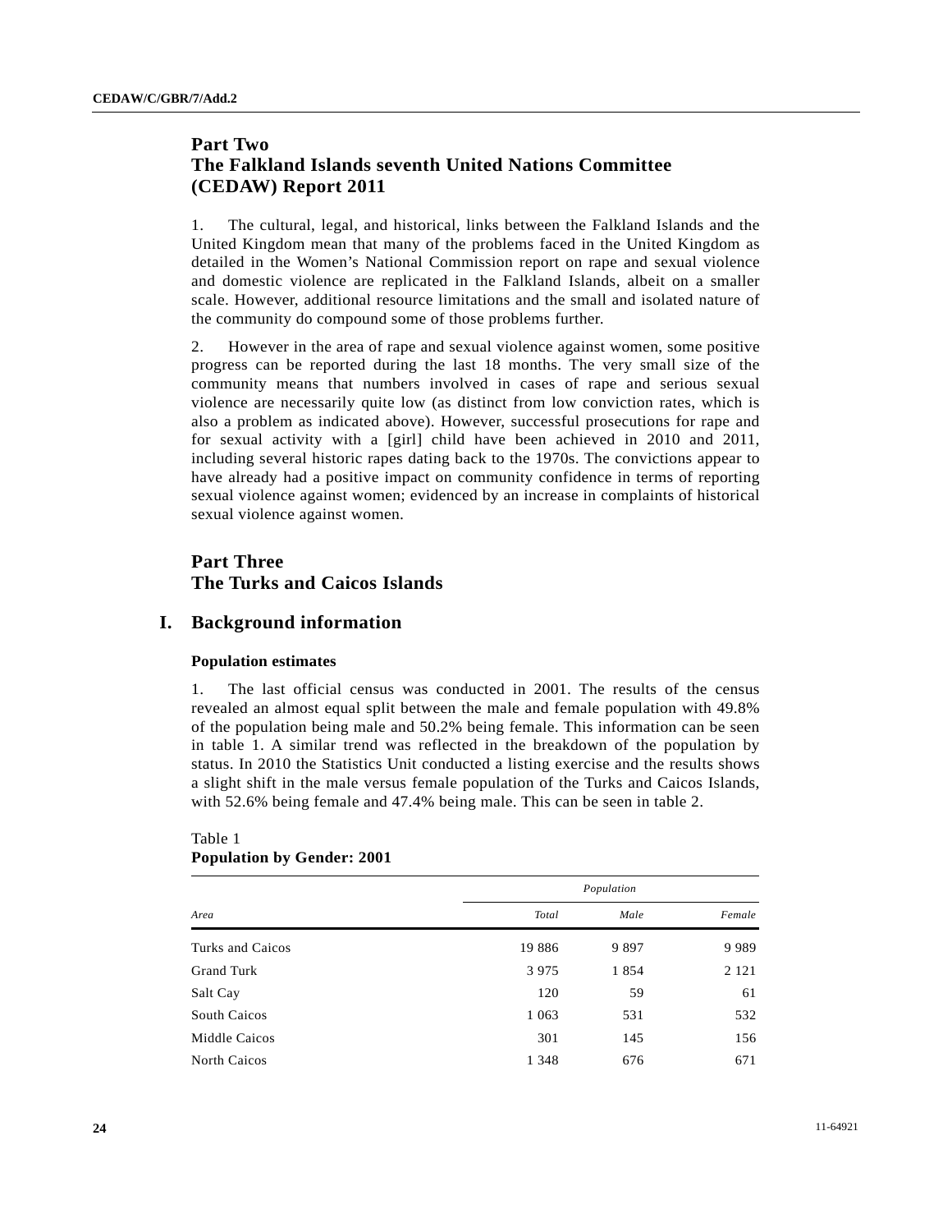## Part Two
## The Falkland Islands seventh United Nations Committee (CEDAW) Report 2011

1. The cultural, legal, and historical, links between the Falkland Islands and the United Kingdom mean that many of the problems faced in the United Kingdom as detailed in the Women's National Commission report on rape and sexual violence and domestic violence are replicated in the Falkland Islands, albeit on a smaller scale. However, additional resource limitations and the small and isolated nature of the community do compound some of those problems further.

2. However in the area of rape and sexual violence against women, some positive progress can be reported during the last 18 months. The very small size of the community means that numbers involved in cases of rape and serious sexual violence are necessarily quite low (as distinct from low conviction rates, which is also a problem as indicated above). However, successful prosecutions for rape and for sexual activity with a [girl] child have been achieved in 2010 and 2011, including several historic rapes dating back to the 1970s. The convictions appear to have already had a positive impact on community confidence in terms of reporting sexual violence against women; evidenced by an increase in complaints of historical sexual violence against women.

## Part Three
## The Turks and Caicos Islands

# I. Background information

### Population estimates

1. The last official census was conducted in 2001. The results of the census revealed an almost equal split between the male and female population with 49.8% of the population being male and 50.2% being female. This information can be seen in table 1. A similar trend was reflected in the breakdown of the population by status. In 2010 the Statistics Unit conducted a listing exercise and the results shows a slight shift in the male versus female population of the Turks and Caicos Islands, with 52.6% being female and 47.4% being male. This can be seen in table 2.

Table 1
**Population by Gender: 2001**

| | *Population* | | |
|---|---|---|---|
| *Area* | *Total* | *Male* | *Female* |
| Turks and Caicos | 19 886 | 9 897 | 9 989 |
| Grand Turk | 3 975 | 1 854 | 2 121 |
| Salt Cay | 120 | 59 | 61 |
| South Caicos | 1 063 | 531 | 532 |
| Middle Caicos | 301 | 145 | 156 |
| North Caicos | 1 348 | 676 | 671 |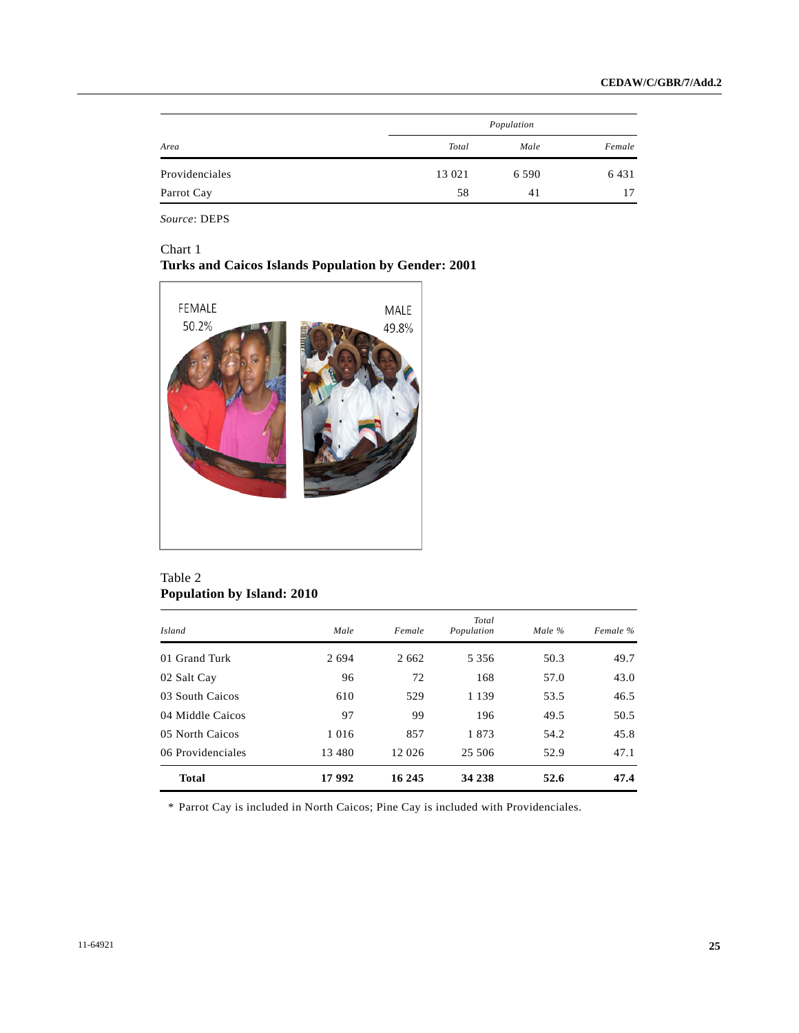| Area | Population | | |
|---|---|---|---|
| | *Total* | *Male* | *Female* |
| Providenciales | 13 021 | 6 590 | 6 431 |
| Parrot Cay | 58 | 41 | 17 |

*Source*: DEPS

Chart 1
**Turks and Caicos Islands Population by Gender: 2001**

FEMALE 50.2%

MALE 49.8%

Table 2
**Population by Island: 2010**

| *Island* | *Male* | *Female* | *Total Population* | *Male %* | *Female %* |
|---|---|---|---|---|---|
| 01 Grand Turk | 2 694 | 2 662 | 5 356 | 50.3 | 49.7 |
| 02 Salt Cay | 96 | 72 | 168 | 57.0 | 43.0 |
| 03 South Caicos | 610 | 529 | 1 139 | 53.5 | 46.5 |
| 04 Middle Caicos | 97 | 99 | 196 | 49.5 | 50.5 |
| 05 North Caicos | 1 016 | 857 | 1 873 | 54.2 | 45.8 |
| 06 Providenciales | 13 480 | 12 026 | 25 506 | 52.9 | 47.1 |
| **Total** | **17 992** | **16 245** | **34 238** | **52.6** | **47.4** |

\* Parrot Cay is included in North Caicos; Pine Cay is included with Providenciales.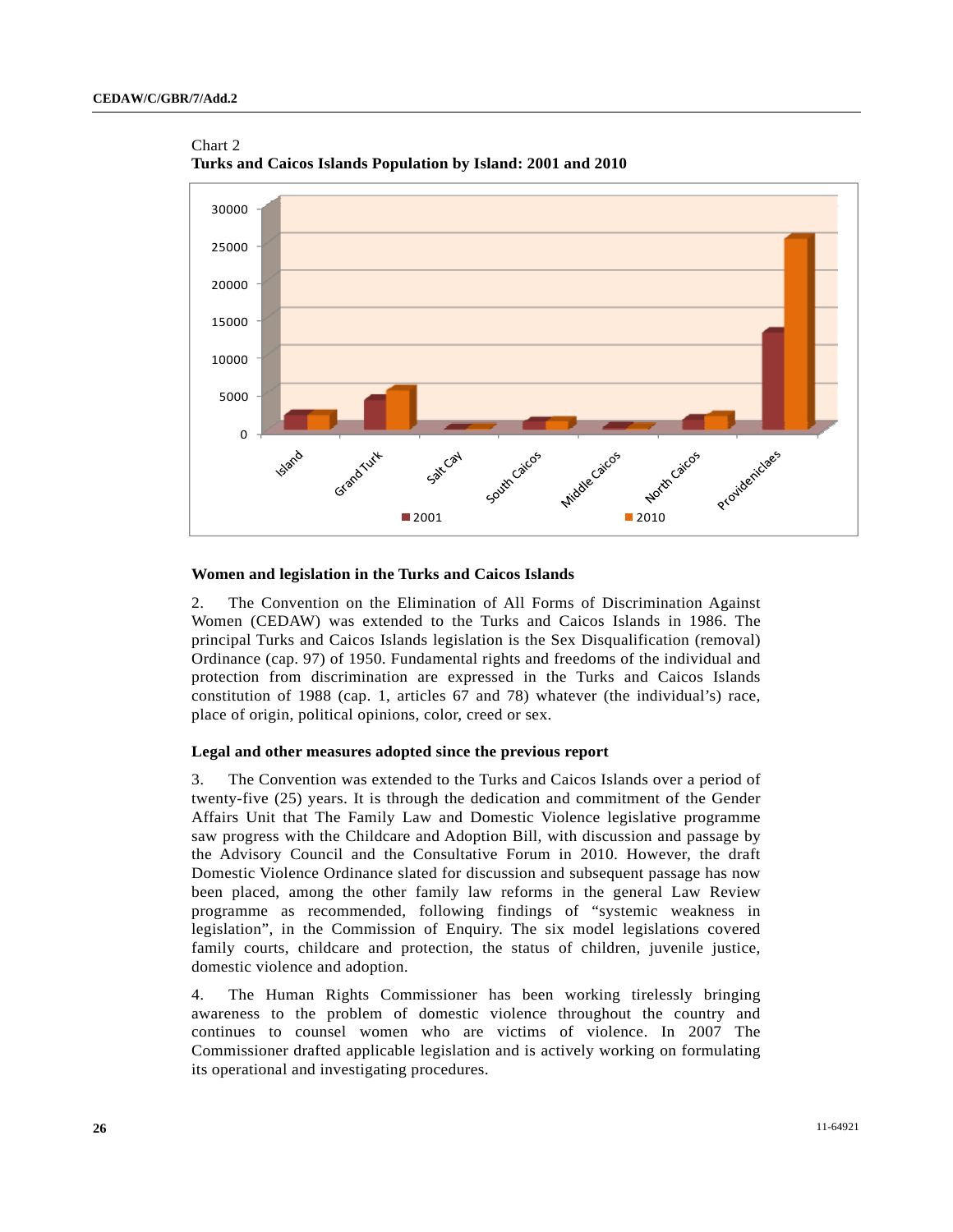Chart 2
**Turks and Caicos Islands Population by Island: 2001 and 2010**

### Women and legislation in the Turks and Caicos Islands

2. The Convention on the Elimination of All Forms of Discrimination Against Women (CEDAW) was extended to the Turks and Caicos Islands in 1986. The principal Turks and Caicos Islands legislation is the Sex Disqualification (removal) Ordinance (cap. 97) of 1950. Fundamental rights and freedoms of the individual and protection from discrimination are expressed in the Turks and Caicos Islands constitution of 1988 (cap. 1, articles 67 and 78) whatever (the individual's) race, place of origin, political opinions, color, creed or sex.

### Legal and other measures adopted since the previous report

3. The Convention was extended to the Turks and Caicos Islands over a period of twenty-five (25) years. It is through the dedication and commitment of the Gender Affairs Unit that The Family Law and Domestic Violence legislative programme saw progress with the Childcare and Adoption Bill, with discussion and passage by the Advisory Council and the Consultative Forum in 2010. However, the draft Domestic Violence Ordinance slated for discussion and subsequent passage has now been placed, among the other family law reforms in the general Law Review programme as recommended, following findings of "systemic weakness in legislation", in the Commission of Enquiry. The six model legislations covered family courts, childcare and protection, the status of children, juvenile justice, domestic violence and adoption.

4. The Human Rights Commissioner has been working tirelessly bringing awareness to the problem of domestic violence throughout the country and continues to counsel women who are victims of violence. In 2007 The Commissioner drafted applicable legislation and is actively working on formulating its operational and investigating procedures.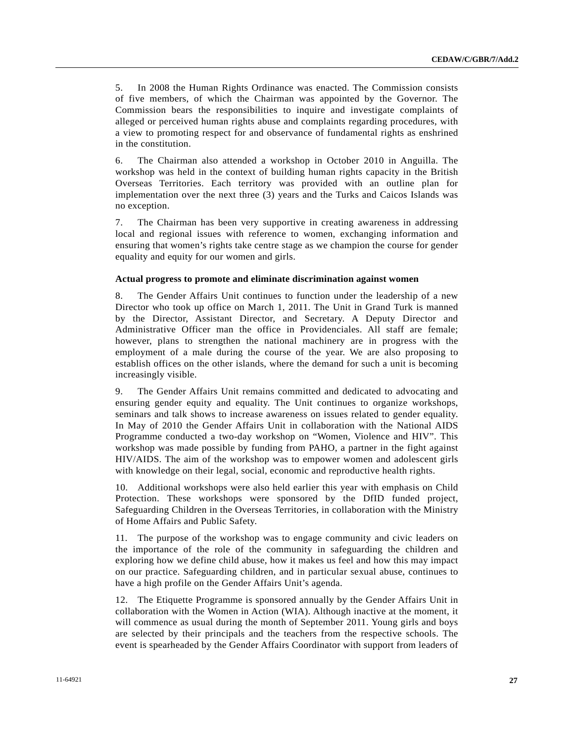5. In 2008 the Human Rights Ordinance was enacted. The Commission consists of five members, of which the Chairman was appointed by the Governor. The Commission bears the responsibilities to inquire and investigate complaints of alleged or perceived human rights abuse and complaints regarding procedures, with a view to promoting respect for and observance of fundamental rights as enshrined in the constitution.

6. The Chairman also attended a workshop in October 2010 in Anguilla. The workshop was held in the context of building human rights capacity in the British Overseas Territories. Each territory was provided with an outline plan for implementation over the next three (3) years and the Turks and Caicos Islands was no exception.

7. The Chairman has been very supportive in creating awareness in addressing local and regional issues with reference to women, exchanging information and ensuring that women's rights take centre stage as we champion the course for gender equality and equity for our women and girls.

**Actual progress to promote and eliminate discrimination against women**

8. The Gender Affairs Unit continues to function under the leadership of a new Director who took up office on March 1, 2011. The Unit in Grand Turk is manned by the Director, Assistant Director, and Secretary. A Deputy Director and Administrative Officer man the office in Providenciales. All staff are female; however, plans to strengthen the national machinery are in progress with the employment of a male during the course of the year. We are also proposing to establish offices on the other islands, where the demand for such a unit is becoming increasingly visible.

9. The Gender Affairs Unit remains committed and dedicated to advocating and ensuring gender equity and equality. The Unit continues to organize workshops, seminars and talk shows to increase awareness on issues related to gender equality. In May of 2010 the Gender Affairs Unit in collaboration with the National AIDS Programme conducted a two-day workshop on "Women, Violence and HIV". This workshop was made possible by funding from PAHO, a partner in the fight against HIV/AIDS. The aim of the workshop was to empower women and adolescent girls with knowledge on their legal, social, economic and reproductive health rights.

10. Additional workshops were also held earlier this year with emphasis on Child Protection. These workshops were sponsored by the DfID funded project, Safeguarding Children in the Overseas Territories, in collaboration with the Ministry of Home Affairs and Public Safety.

11. The purpose of the workshop was to engage community and civic leaders on the importance of the role of the community in safeguarding the children and exploring how we define child abuse, how it makes us feel and how this may impact on our practice. Safeguarding children, and in particular sexual abuse, continues to have a high profile on the Gender Affairs Unit's agenda.

12. The Etiquette Programme is sponsored annually by the Gender Affairs Unit in collaboration with the Women in Action (WIA). Although inactive at the moment, it will commence as usual during the month of September 2011. Young girls and boys are selected by their principals and the teachers from the respective schools. The event is spearheaded by the Gender Affairs Coordinator with support from leaders of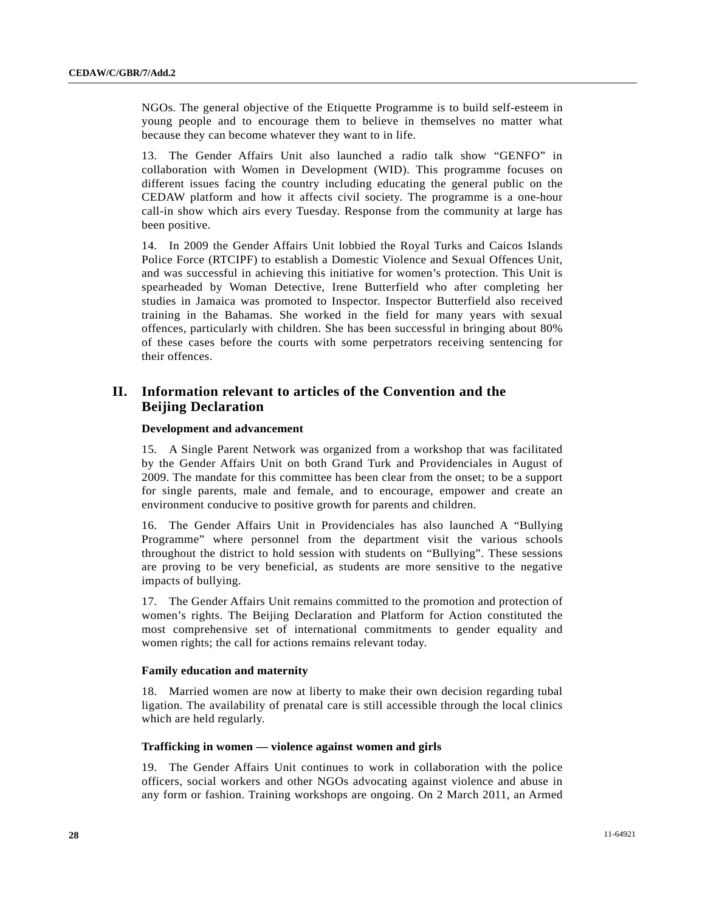NGOs. The general objective of the Etiquette Programme is to build self-esteem in young people and to encourage them to believe in themselves no matter what because they can become whatever they want to in life.

13. The Gender Affairs Unit also launched a radio talk show "GENFO" in collaboration with Women in Development (WID). This programme focuses on different issues facing the country including educating the general public on the CEDAW platform and how it affects civil society. The programme is a one-hour call-in show which airs every Tuesday. Response from the community at large has been positive.

14. In 2009 the Gender Affairs Unit lobbied the Royal Turks and Caicos Islands Police Force (RTCIPF) to establish a Domestic Violence and Sexual Offences Unit, and was successful in achieving this initiative for women's protection. This Unit is spearheaded by Woman Detective, Irene Butterfield who after completing her studies in Jamaica was promoted to Inspector. Inspector Butterfield also received training in the Bahamas. She worked in the field for many years with sexual offences, particularly with children. She has been successful in bringing about 80% of these cases before the courts with some perpetrators receiving sentencing for their offences.

## II. Information relevant to articles of the Convention and the Beijing Declaration

### Development and advancement

15. A Single Parent Network was organized from a workshop that was facilitated by the Gender Affairs Unit on both Grand Turk and Providenciales in August of 2009. The mandate for this committee has been clear from the onset; to be a support for single parents, male and female, and to encourage, empower and create an environment conducive to positive growth for parents and children.

16. The Gender Affairs Unit in Providenciales has also launched A "Bullying Programme" where personnel from the department visit the various schools throughout the district to hold session with students on "Bullying". These sessions are proving to be very beneficial, as students are more sensitive to the negative impacts of bullying.

17. The Gender Affairs Unit remains committed to the promotion and protection of women's rights. The Beijing Declaration and Platform for Action constituted the most comprehensive set of international commitments to gender equality and women rights; the call for actions remains relevant today.

### Family education and maternity

18. Married women are now at liberty to make their own decision regarding tubal ligation. The availability of prenatal care is still accessible through the local clinics which are held regularly.

### Trafficking in women — violence against women and girls

19. The Gender Affairs Unit continues to work in collaboration with the police officers, social workers and other NGOs advocating against violence and abuse in any form or fashion. Training workshops are ongoing. On 2 March 2011, an Armed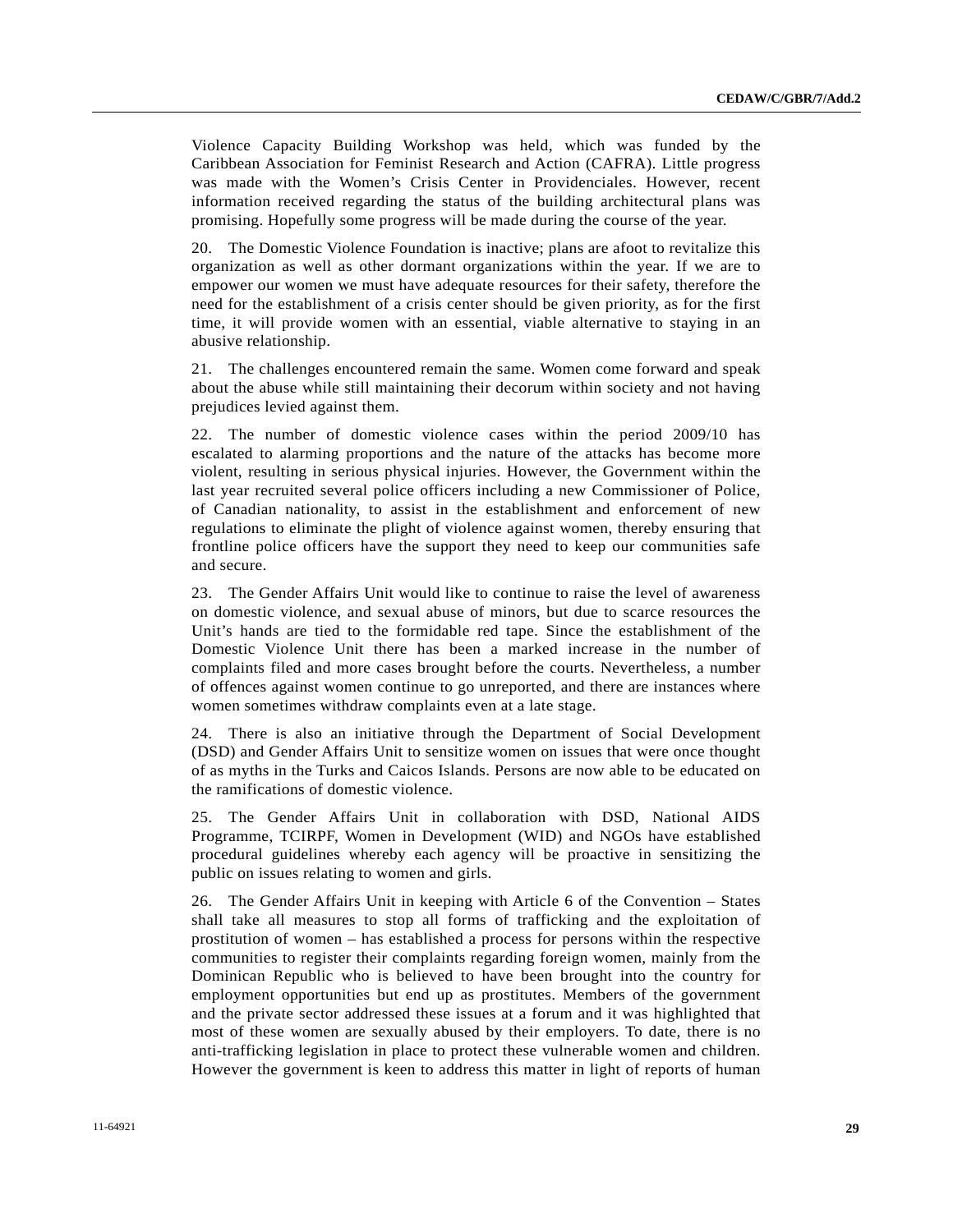Violence Capacity Building Workshop was held, which was funded by the Caribbean Association for Feminist Research and Action (CAFRA). Little progress was made with the Women's Crisis Center in Providenciales. However, recent information received regarding the status of the building architectural plans was promising. Hopefully some progress will be made during the course of the year.

20. The Domestic Violence Foundation is inactive; plans are afoot to revitalize this organization as well as other dormant organizations within the year. If we are to empower our women we must have adequate resources for their safety, therefore the need for the establishment of a crisis center should be given priority, as for the first time, it will provide women with an essential, viable alternative to staying in an abusive relationship.

21. The challenges encountered remain the same. Women come forward and speak about the abuse while still maintaining their decorum within society and not having prejudices levied against them.

22. The number of domestic violence cases within the period 2009/10 has escalated to alarming proportions and the nature of the attacks has become more violent, resulting in serious physical injuries. However, the Government within the last year recruited several police officers including a new Commissioner of Police, of Canadian nationality, to assist in the establishment and enforcement of new regulations to eliminate the plight of violence against women, thereby ensuring that frontline police officers have the support they need to keep our communities safe and secure.

23. The Gender Affairs Unit would like to continue to raise the level of awareness on domestic violence, and sexual abuse of minors, but due to scarce resources the Unit's hands are tied to the formidable red tape. Since the establishment of the Domestic Violence Unit there has been a marked increase in the number of complaints filed and more cases brought before the courts. Nevertheless, a number of offences against women continue to go unreported, and there are instances where women sometimes withdraw complaints even at a late stage.

24. There is also an initiative through the Department of Social Development (DSD) and Gender Affairs Unit to sensitize women on issues that were once thought of as myths in the Turks and Caicos Islands. Persons are now able to be educated on the ramifications of domestic violence.

25. The Gender Affairs Unit in collaboration with DSD, National AIDS Programme, TCIRPF, Women in Development (WID) and NGOs have established procedural guidelines whereby each agency will be proactive in sensitizing the public on issues relating to women and girls.

26. The Gender Affairs Unit in keeping with Article 6 of the Convention – States shall take all measures to stop all forms of trafficking and the exploitation of prostitution of women – has established a process for persons within the respective communities to register their complaints regarding foreign women, mainly from the Dominican Republic who is believed to have been brought into the country for employment opportunities but end up as prostitutes. Members of the government and the private sector addressed these issues at a forum and it was highlighted that most of these women are sexually abused by their employers. To date, there is no anti-trafficking legislation in place to protect these vulnerable women and children. However the government is keen to address this matter in light of reports of human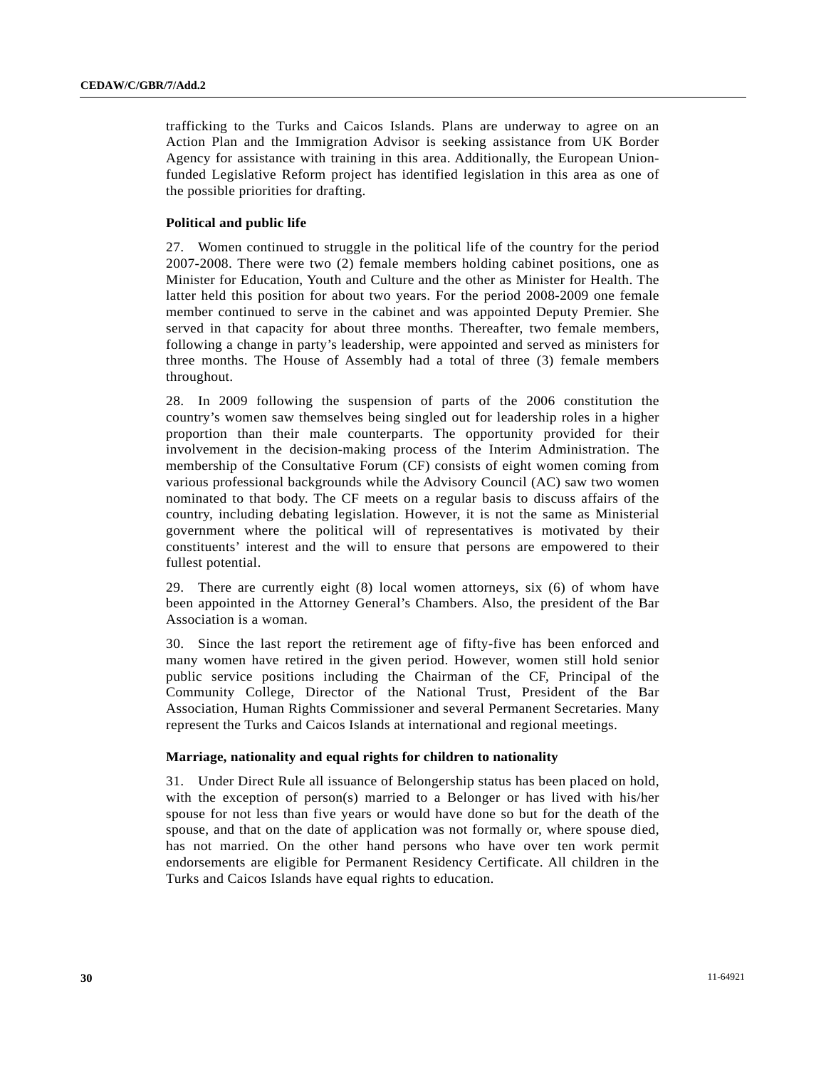trafficking to the Turks and Caicos Islands. Plans are underway to agree on an Action Plan and the Immigration Advisor is seeking assistance from UK Border Agency for assistance with training in this area. Additionally, the European Union-funded Legislative Reform project has identified legislation in this area as one of the possible priorities for drafting.

**Political and public life**

27. Women continued to struggle in the political life of the country for the period 2007-2008. There were two (2) female members holding cabinet positions, one as Minister for Education, Youth and Culture and the other as Minister for Health. The latter held this position for about two years. For the period 2008-2009 one female member continued to serve in the cabinet and was appointed Deputy Premier. She served in that capacity for about three months. Thereafter, two female members, following a change in party's leadership, were appointed and served as ministers for three months. The House of Assembly had a total of three (3) female members throughout.

28. In 2009 following the suspension of parts of the 2006 constitution the country's women saw themselves being singled out for leadership roles in a higher proportion than their male counterparts. The opportunity provided for their involvement in the decision-making process of the Interim Administration. The membership of the Consultative Forum (CF) consists of eight women coming from various professional backgrounds while the Advisory Council (AC) saw two women nominated to that body. The CF meets on a regular basis to discuss affairs of the country, including debating legislation. However, it is not the same as Ministerial government where the political will of representatives is motivated by their constituents' interest and the will to ensure that persons are empowered to their fullest potential.

29. There are currently eight (8) local women attorneys, six (6) of whom have been appointed in the Attorney General's Chambers. Also, the president of the Bar Association is a woman.

30. Since the last report the retirement age of fifty-five has been enforced and many women have retired in the given period. However, women still hold senior public service positions including the Chairman of the CF, Principal of the Community College, Director of the National Trust, President of the Bar Association, Human Rights Commissioner and several Permanent Secretaries. Many represent the Turks and Caicos Islands at international and regional meetings.

**Marriage, nationality and equal rights for children to nationality**

31. Under Direct Rule all issuance of Belongership status has been placed on hold, with the exception of person(s) married to a Belonger or has lived with his/her spouse for not less than five years or would have done so but for the death of the spouse, and that on the date of application was not formally or, where spouse died, has not married. On the other hand persons who have over ten work permit endorsements are eligible for Permanent Residency Certificate. All children in the Turks and Caicos Islands have equal rights to education.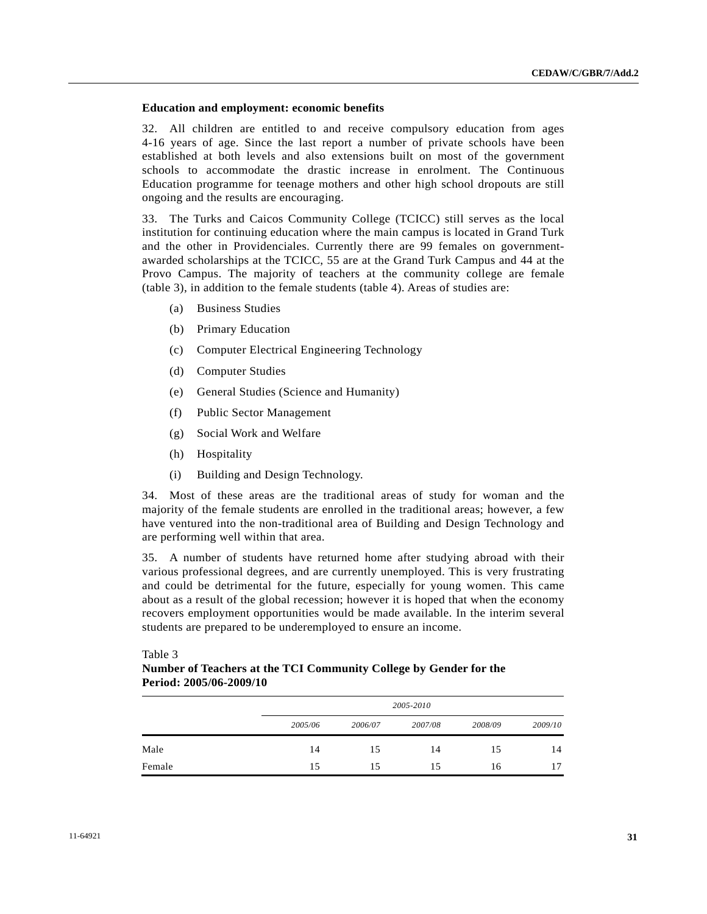**Education and employment: economic benefits**

32. All children are entitled to and receive compulsory education from ages 4-16 years of age. Since the last report a number of private schools have been established at both levels and also extensions built on most of the government schools to accommodate the drastic increase in enrolment. The Continuous Education programme for teenage mothers and other high school dropouts are still ongoing and the results are encouraging.

33. The Turks and Caicos Community College (TCICC) still serves as the local institution for continuing education where the main campus is located in Grand Turk and the other in Providenciales. Currently there are 99 females on government-awarded scholarships at the TCICC, 55 are at the Grand Turk Campus and 44 at the Provo Campus. The majority of teachers at the community college are female (table 3), in addition to the female students (table 4). Areas of studies are:

(a) Business Studies

(b) Primary Education

(c) Computer Electrical Engineering Technology

(d) Computer Studies

(e) General Studies (Science and Humanity)

(f) Public Sector Management

(g) Social Work and Welfare

(h) Hospitality

(i) Building and Design Technology.

34. Most of these areas are the traditional areas of study for woman and the majority of the female students are enrolled in the traditional areas; however, a few have ventured into the non-traditional area of Building and Design Technology and are performing well within that area.

35. A number of students have returned home after studying abroad with their various professional degrees, and are currently unemployed. This is very frustrating and could be detrimental for the future, especially for young women. This came about as a result of the global recession; however it is hoped that when the economy recovers employment opportunities would be made available. In the interim several students are prepared to be underemployed to ensure an income.

Table 3

**Number of Teachers at the TCI Community College by Gender for the Period: 2005/06-2009/10**

| | *2005-2010* | | | | |
|---|---|---|---|---|---|
| | *2005/06* | *2006/07* | *2007/08* | *2008/09* | *2009/10* |
| Male | 14 | 15 | 14 | 15 | 14 |
| Female | 15 | 15 | 15 | 16 | 17 |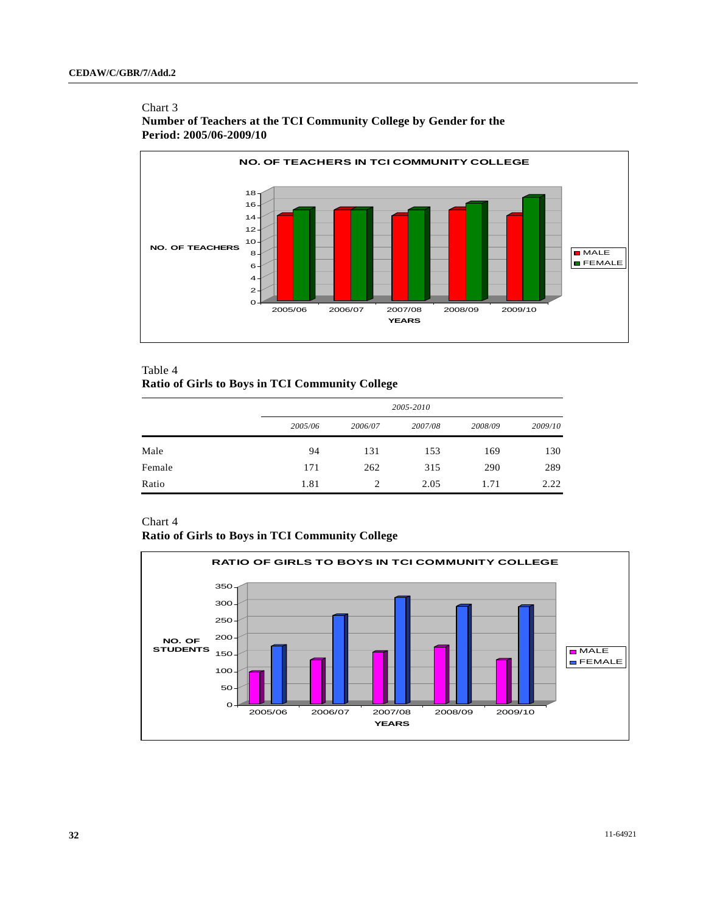Chart 3
**Number of Teachers at the TCI Community College by Gender for the Period: 2005/06-2009/10**

Table 4
**Ratio of Girls to Boys in TCI Community College**

| | *2005-2010* | | | | |
|---|---|---|---|---|---|
| | *2005/06* | *2006/07* | *2007/08* | *2008/09* | *2009/10* |
| Male | 94 | 131 | 153 | 169 | 130 |
| Female | 171 | 262 | 315 | 290 | 289 |
| Ratio | 1.81 | 2 | 2.05 | 1.71 | 2.22 |

Chart 4
**Ratio of Girls to Boys in TCI Community College**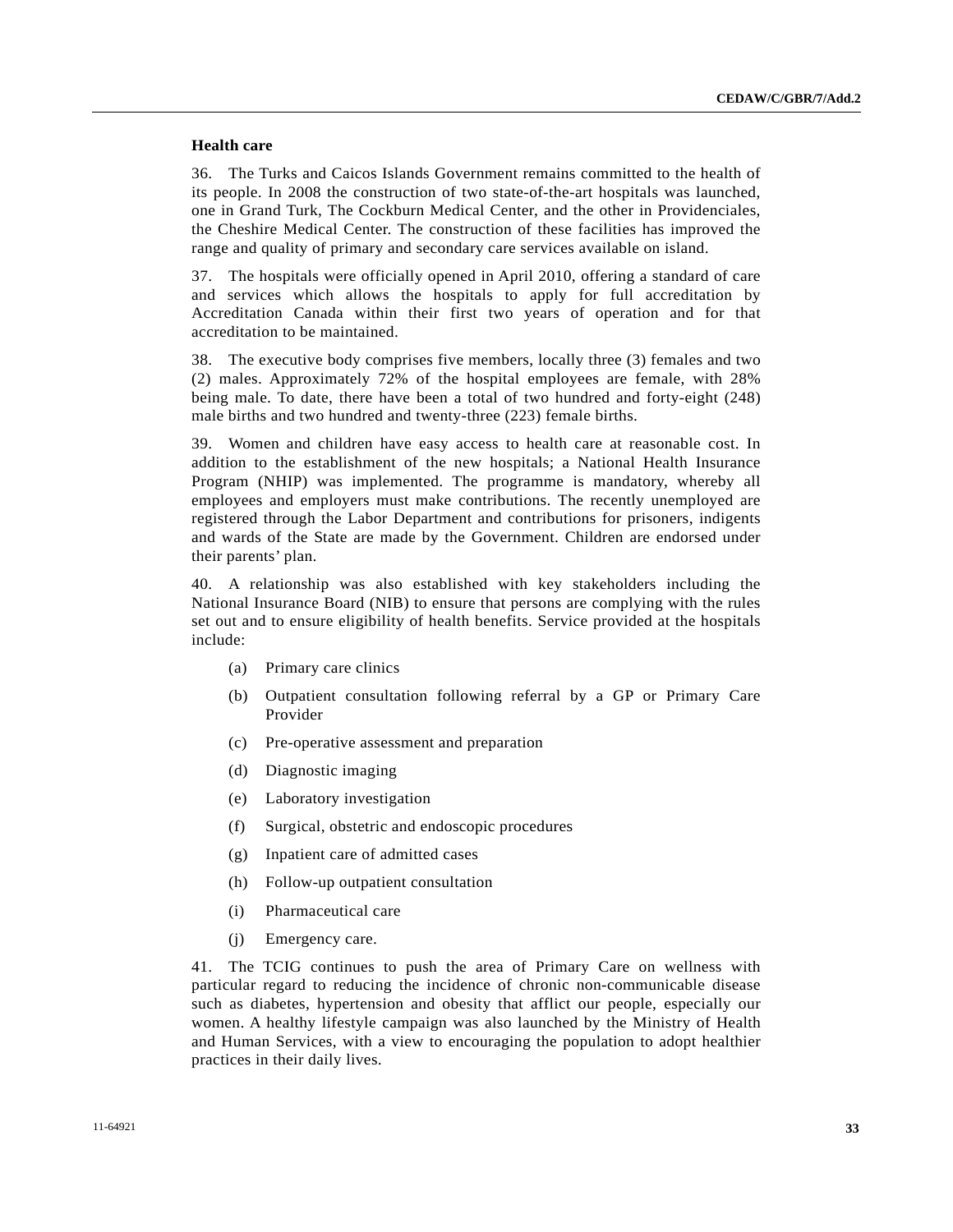**Health care**

36. The Turks and Caicos Islands Government remains committed to the health of its people. In 2008 the construction of two state-of-the-art hospitals was launched, one in Grand Turk, The Cockburn Medical Center, and the other in Providenciales, the Cheshire Medical Center. The construction of these facilities has improved the range and quality of primary and secondary care services available on island.

37. The hospitals were officially opened in April 2010, offering a standard of care and services which allows the hospitals to apply for full accreditation by Accreditation Canada within their first two years of operation and for that accreditation to be maintained.

38. The executive body comprises five members, locally three (3) females and two (2) males. Approximately 72% of the hospital employees are female, with 28% being male. To date, there have been a total of two hundred and forty-eight (248) male births and two hundred and twenty-three (223) female births.

39. Women and children have easy access to health care at reasonable cost. In addition to the establishment of the new hospitals; a National Health Insurance Program (NHIP) was implemented. The programme is mandatory, whereby all employees and employers must make contributions. The recently unemployed are registered through the Labor Department and contributions for prisoners, indigents and wards of the State are made by the Government. Children are endorsed under their parents' plan.

40. A relationship was also established with key stakeholders including the National Insurance Board (NIB) to ensure that persons are complying with the rules set out and to ensure eligibility of health benefits. Service provided at the hospitals include:

(a) Primary care clinics

(b) Outpatient consultation following referral by a GP or Primary Care Provider

(c) Pre-operative assessment and preparation

(d) Diagnostic imaging

(e) Laboratory investigation

(f) Surgical, obstetric and endoscopic procedures

(g) Inpatient care of admitted cases

(h) Follow-up outpatient consultation

(i) Pharmaceutical care

(j) Emergency care.

41. The TCIG continues to push the area of Primary Care on wellness with particular regard to reducing the incidence of chronic non-communicable disease such as diabetes, hypertension and obesity that afflict our people, especially our women. A healthy lifestyle campaign was also launched by the Ministry of Health and Human Services, with a view to encouraging the population to adopt healthier practices in their daily lives.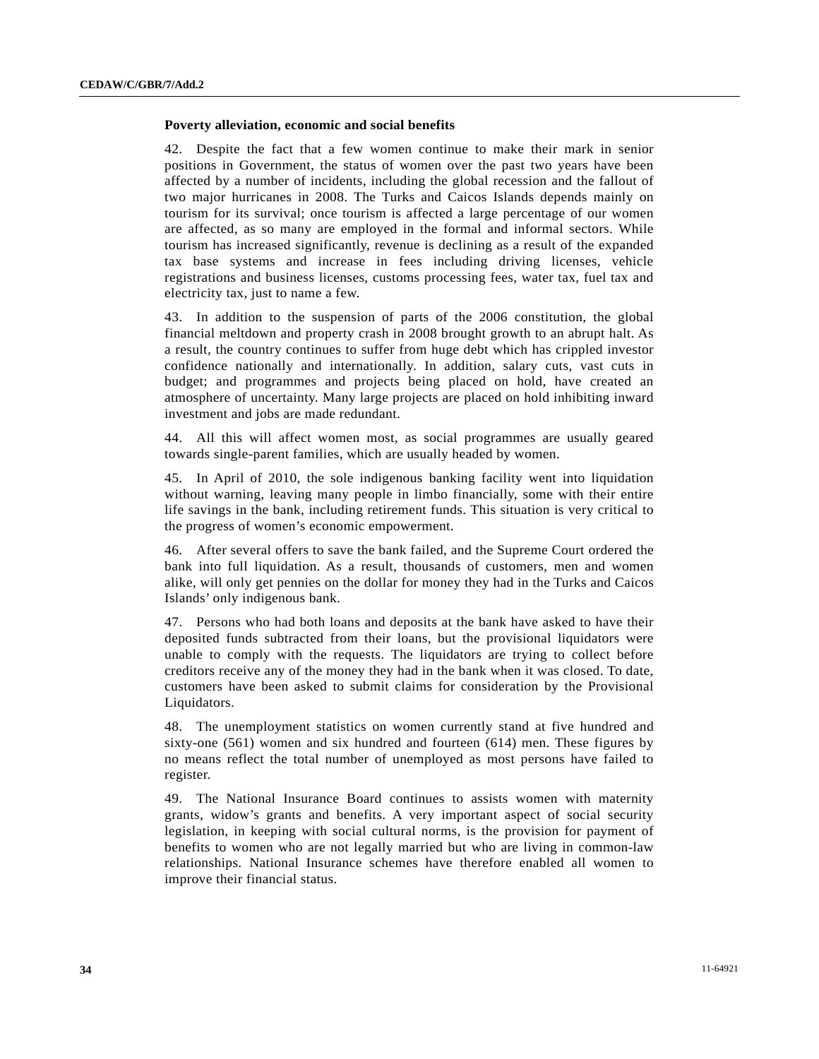**Poverty alleviation, economic and social benefits**

42. Despite the fact that a few women continue to make their mark in senior positions in Government, the status of women over the past two years have been affected by a number of incidents, including the global recession and the fallout of two major hurricanes in 2008. The Turks and Caicos Islands depends mainly on tourism for its survival; once tourism is affected a large percentage of our women are affected, as so many are employed in the formal and informal sectors. While tourism has increased significantly, revenue is declining as a result of the expanded tax base systems and increase in fees including driving licenses, vehicle registrations and business licenses, customs processing fees, water tax, fuel tax and electricity tax, just to name a few.

43. In addition to the suspension of parts of the 2006 constitution, the global financial meltdown and property crash in 2008 brought growth to an abrupt halt. As a result, the country continues to suffer from huge debt which has crippled investor confidence nationally and internationally. In addition, salary cuts, vast cuts in budget; and programmes and projects being placed on hold, have created an atmosphere of uncertainty. Many large projects are placed on hold inhibiting inward investment and jobs are made redundant.

44. All this will affect women most, as social programmes are usually geared towards single-parent families, which are usually headed by women.

45. In April of 2010, the sole indigenous banking facility went into liquidation without warning, leaving many people in limbo financially, some with their entire life savings in the bank, including retirement funds. This situation is very critical to the progress of women's economic empowerment.

46. After several offers to save the bank failed, and the Supreme Court ordered the bank into full liquidation. As a result, thousands of customers, men and women alike, will only get pennies on the dollar for money they had in the Turks and Caicos Islands' only indigenous bank.

47. Persons who had both loans and deposits at the bank have asked to have their deposited funds subtracted from their loans, but the provisional liquidators were unable to comply with the requests. The liquidators are trying to collect before creditors receive any of the money they had in the bank when it was closed. To date, customers have been asked to submit claims for consideration by the Provisional Liquidators.

48. The unemployment statistics on women currently stand at five hundred and sixty-one (561) women and six hundred and fourteen (614) men. These figures by no means reflect the total number of unemployed as most persons have failed to register.

49. The National Insurance Board continues to assists women with maternity grants, widow's grants and benefits. A very important aspect of social security legislation, in keeping with social cultural norms, is the provision for payment of benefits to women who are not legally married but who are living in common-law relationships. National Insurance schemes have therefore enabled all women to improve their financial status.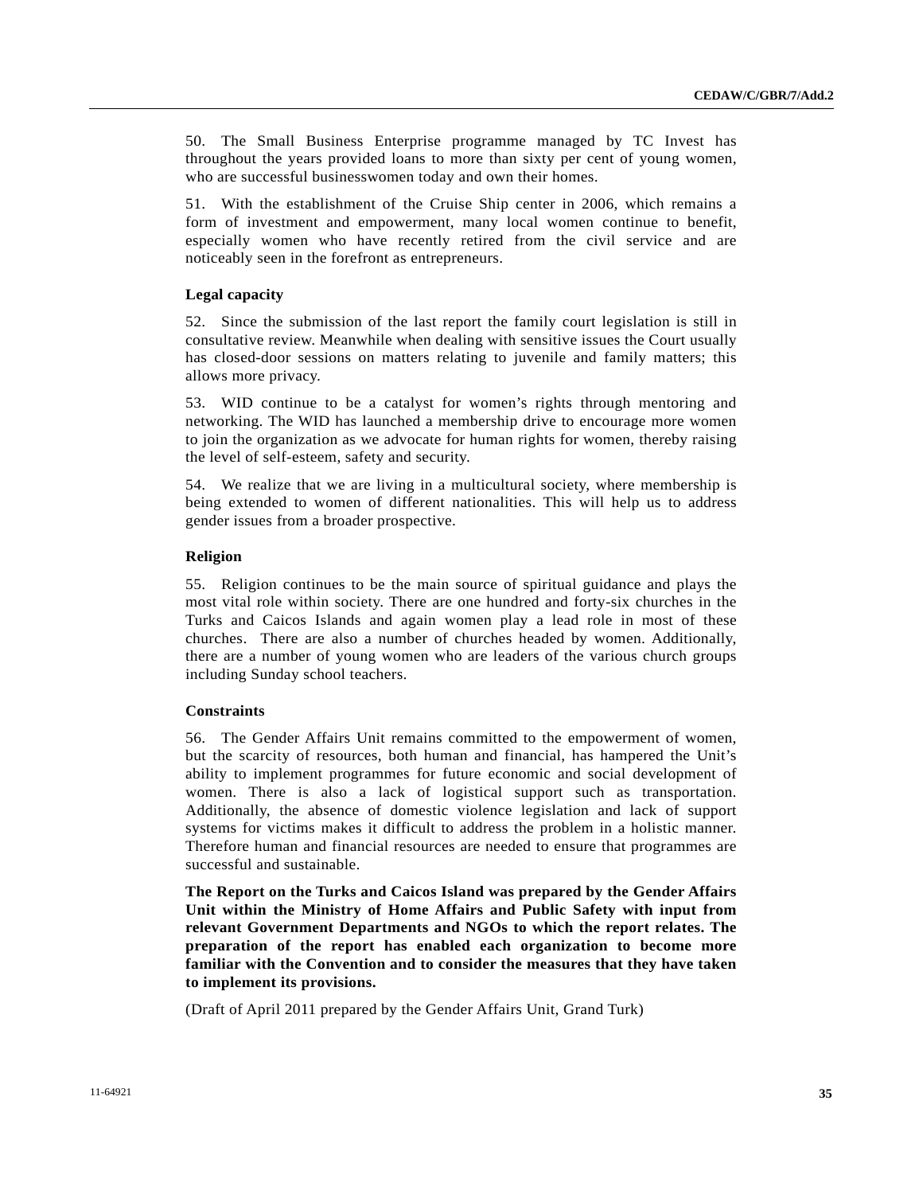50. The Small Business Enterprise programme managed by TC Invest has throughout the years provided loans to more than sixty per cent of young women, who are successful businesswomen today and own their homes.

51. With the establishment of the Cruise Ship center in 2006, which remains a form of investment and empowerment, many local women continue to benefit, especially women who have recently retired from the civil service and are noticeably seen in the forefront as entrepreneurs.

**Legal capacity**

52. Since the submission of the last report the family court legislation is still in consultative review. Meanwhile when dealing with sensitive issues the Court usually has closed-door sessions on matters relating to juvenile and family matters; this allows more privacy.

53. WID continue to be a catalyst for women's rights through mentoring and networking. The WID has launched a membership drive to encourage more women to join the organization as we advocate for human rights for women, thereby raising the level of self-esteem, safety and security.

54. We realize that we are living in a multicultural society, where membership is being extended to women of different nationalities. This will help us to address gender issues from a broader prospective.

**Religion**

55. Religion continues to be the main source of spiritual guidance and plays the most vital role within society. There are one hundred and forty-six churches in the Turks and Caicos Islands and again women play a lead role in most of these churches. There are also a number of churches headed by women. Additionally, there are a number of young women who are leaders of the various church groups including Sunday school teachers.

**Constraints**

56. The Gender Affairs Unit remains committed to the empowerment of women, but the scarcity of resources, both human and financial, has hampered the Unit's ability to implement programmes for future economic and social development of women. There is also a lack of logistical support such as transportation. Additionally, the absence of domestic violence legislation and lack of support systems for victims makes it difficult to address the problem in a holistic manner. Therefore human and financial resources are needed to ensure that programmes are successful and sustainable.

**The Report on the Turks and Caicos Island was prepared by the Gender Affairs Unit within the Ministry of Home Affairs and Public Safety with input from relevant Government Departments and NGOs to which the report relates. The preparation of the report has enabled each organization to become more familiar with the Convention and to consider the measures that they have taken to implement its provisions.**

(Draft of April 2011 prepared by the Gender Affairs Unit, Grand Turk)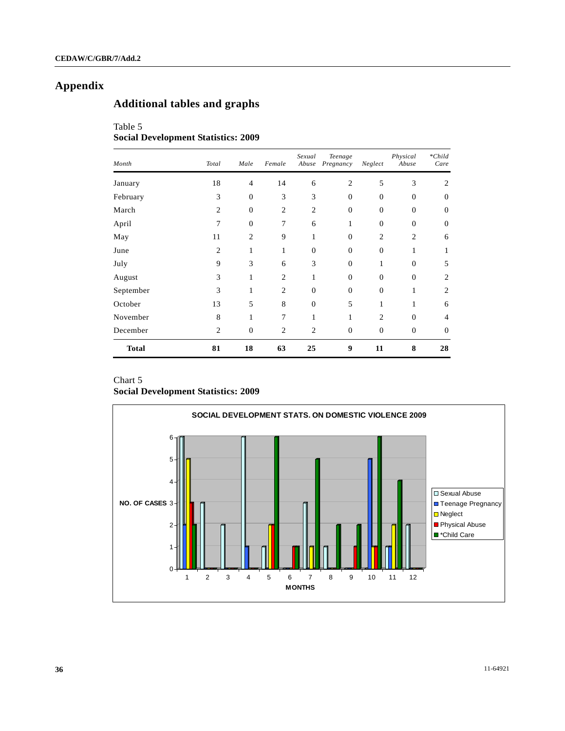# Appendix

## Additional tables and graphs

Table 5
**Social Development Statistics: 2009**

| *Month* | *Total* | *Male* | *Female* | *Sexual Abuse* | *Teenage Pregnancy* | *Neglect* | *Physical Abuse* | *\*Child Care* |
|---|---|---|---|---|---|---|---|---|
| January | 18 | 4 | 14 | 6 | 2 | 5 | 3 | 2 |
| February | 3 | 0 | 3 | 3 | 0 | 0 | 0 | 0 |
| March | 2 | 0 | 2 | 2 | 0 | 0 | 0 | 0 |
| April | 7 | 0 | 7 | 6 | 1 | 0 | 0 | 0 |
| May | 11 | 2 | 9 | 1 | 0 | 2 | 2 | 6 |
| June | 2 | 1 | 1 | 0 | 0 | 0 | 1 | 1 |
| July | 9 | 3 | 6 | 3 | 0 | 1 | 0 | 5 |
| August | 3 | 1 | 2 | 1 | 0 | 0 | 0 | 2 |
| September | 3 | 1 | 2 | 0 | 0 | 0 | 1 | 2 |
| October | 13 | 5 | 8 | 0 | 5 | 1 | 1 | 6 |
| November | 8 | 1 | 7 | 1 | 1 | 2 | 0 | 4 |
| December | 2 | 0 | 2 | 2 | 0 | 0 | 0 | 0 |
| **Total** | **81** | **18** | **63** | **25** | **9** | **11** | **8** | **28** |

Chart 5
**Social Development Statistics: 2009**

SOCIAL DEVELOPMENT STATS. ON DOMESTIC VIOLENCE 2009

| Month | Sexual Abuse | Teenage Pregnancy | Neglect | Physical Abuse | *Child Care |
|---|---|---|---|---|---|
| 1 | 6 | 2 | 5 | 3 | 2 |
| 2 | 3 | 0 | 0 | 0 | 0 |
| 3 | 2 | 0 | 0 | 0 | 0 |
| 4 | 6 | 1 | 0 | 0 | 0 |
| 5 | 1 | 0 | 2 | 2 | 6 |
| 6 | 0 | 0 | 0 | 1 | 1 |
| 7 | 3 | 0 | 1 | 0 | 5 |
| 8 | 1 | 0 | 0 | 0 | 2 |
| 9 | 0 | 0 | 0 | 1 | 2 |
| 10 | 0 | 5 | 1 | 1 | 6 |
| 11 | 1 | 1 | 2 | 0 | 4 |
| 12 | 2 | 0 | 0 | 0 | 0 |

NO. OF CASES / MONTHS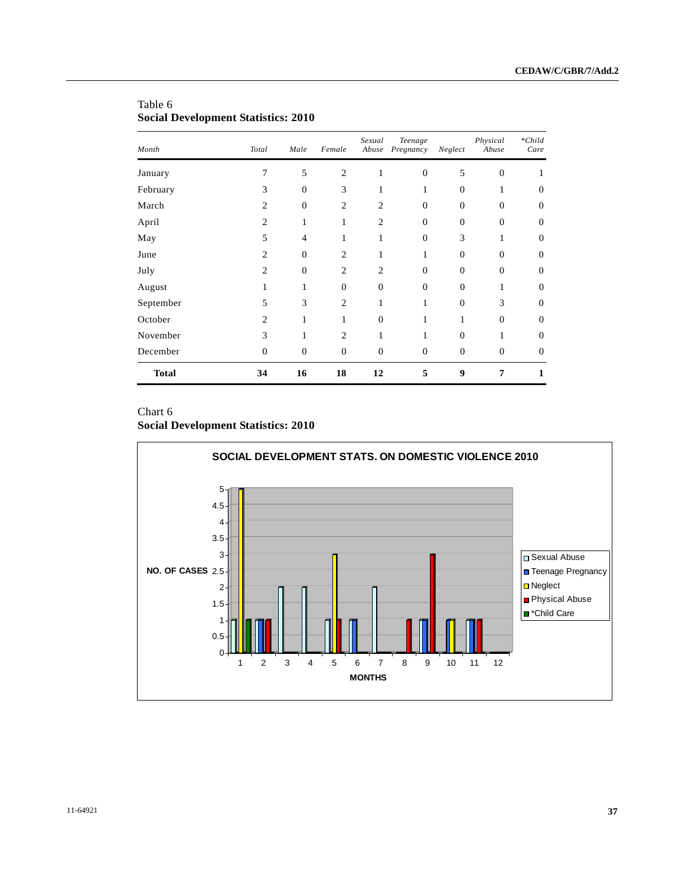Table 6
**Social Development Statistics: 2010**

| *Month* | *Total* | *Male* | *Female* | *Sexual Abuse* | *Teenage Pregnancy* | *Neglect* | *Physical Abuse* | *\*Child Care* |
|---|---|---|---|---|---|---|---|---|
| January | 7 | 5 | 2 | 1 | 0 | 5 | 0 | 1 |
| February | 3 | 0 | 3 | 1 | 1 | 0 | 1 | 0 |
| March | 2 | 0 | 2 | 2 | 0 | 0 | 0 | 0 |
| April | 2 | 1 | 1 | 2 | 0 | 0 | 0 | 0 |
| May | 5 | 4 | 1 | 1 | 0 | 3 | 1 | 0 |
| June | 2 | 0 | 2 | 1 | 1 | 0 | 0 | 0 |
| July | 2 | 0 | 2 | 2 | 0 | 0 | 0 | 0 |
| August | 1 | 1 | 0 | 0 | 0 | 0 | 1 | 0 |
| September | 5 | 3 | 2 | 1 | 1 | 0 | 3 | 0 |
| October | 2 | 1 | 1 | 0 | 1 | 1 | 0 | 0 |
| November | 3 | 1 | 2 | 1 | 1 | 0 | 1 | 0 |
| December | 0 | 0 | 0 | 0 | 0 | 0 | 0 | 0 |
| **Total** | **34** | **16** | **18** | **12** | **5** | **9** | **7** | **1** |

Chart 6
**Social Development Statistics: 2010**

**SOCIAL DEVELOPMENT STATS. ON DOMESTIC VIOLENCE 2010**

NO. OF CASES

MONTHS

Legend: Sexual Abuse, Teenage Pregnancy, Neglect, Physical Abuse, *Child Care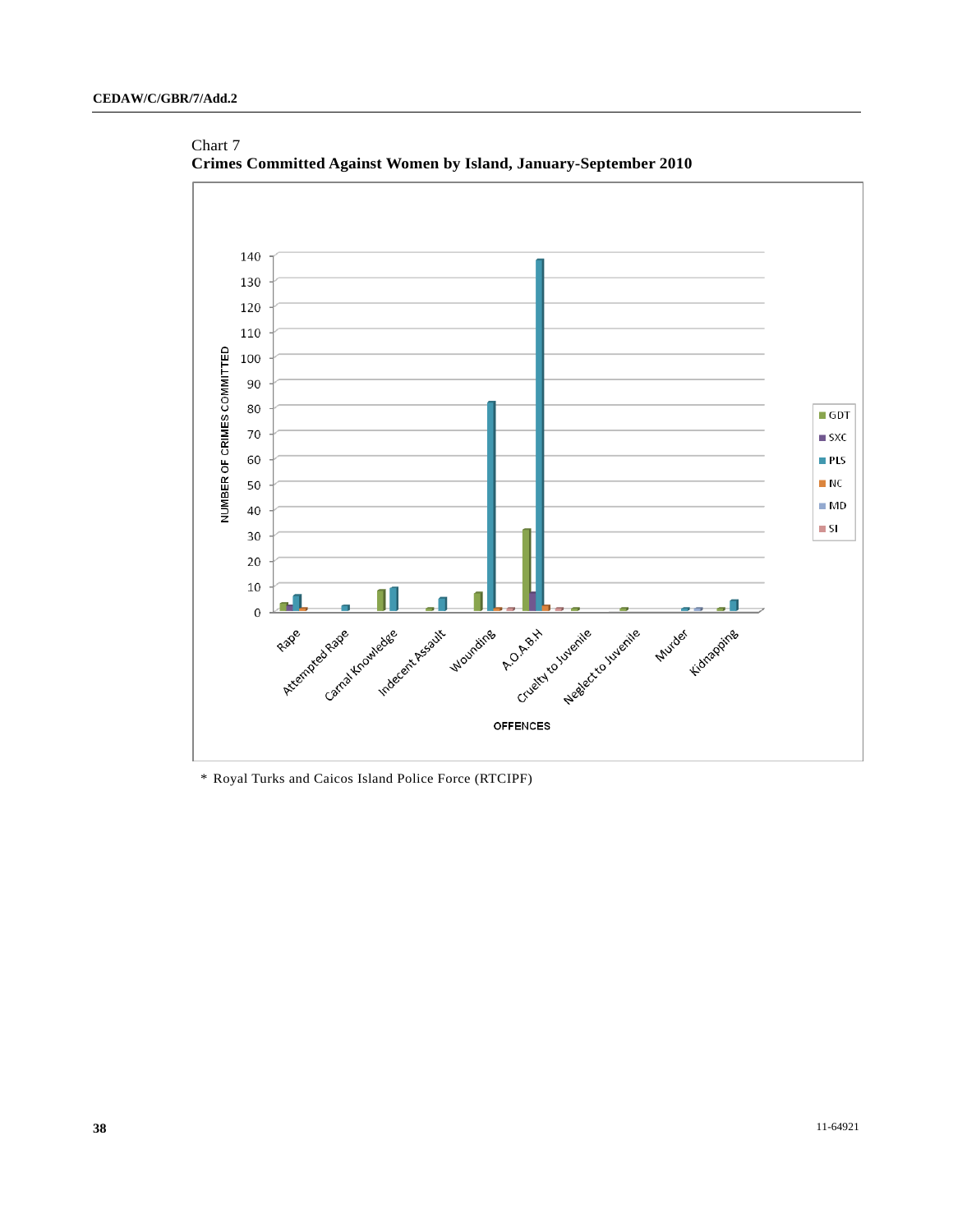Chart 7
**Crimes Committed Against Women by Island, January-September 2010**

\* Royal Turks and Caicos Island Police Force (RTCIPF)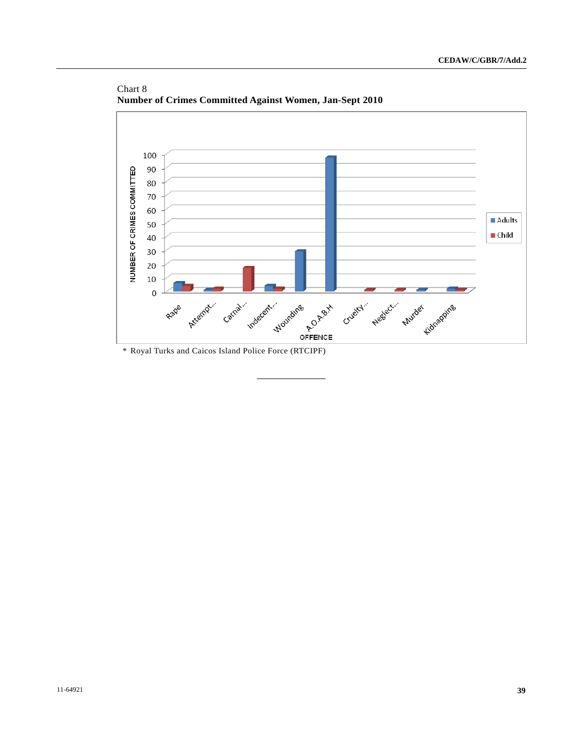Chart 8

**Number of Crimes Committed Against Women, Jan-Sept 2010**

100
90
80
70
60
50
40
30
20
10
0

NUMBER OF CRIMES COMMITTED

Rape
Attempt...
Carnal...
Indecent...
Wounding
A.O.A.B.H
Cruelty...
Neglect...
Murder
Kidnapping

OFFENCE

Adults
Child

\* Royal Turks and Caicos Island Police Force (RTCIPF)